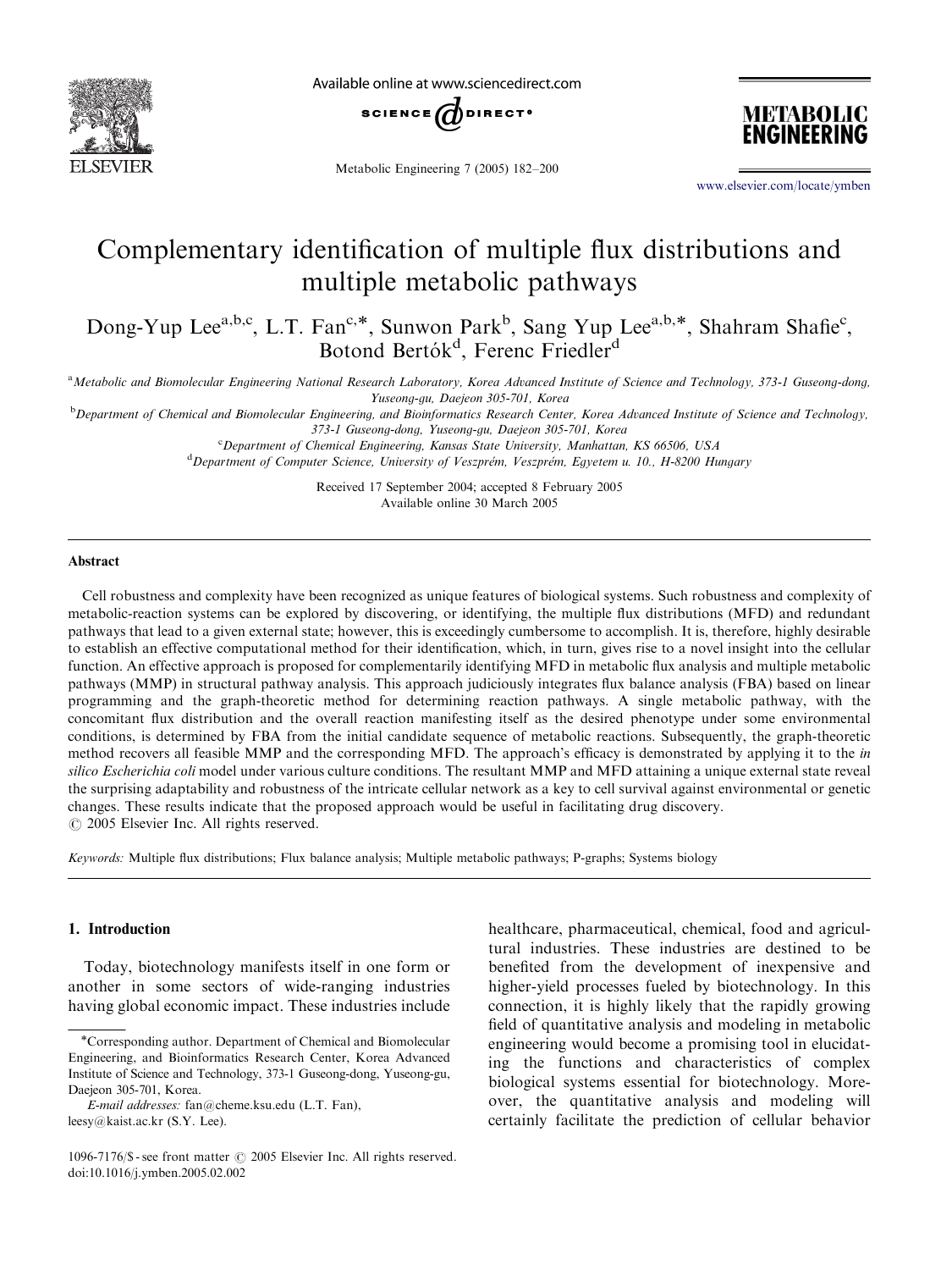# Complementary identification of multiple flux distributions and multiple metabolic pathways

Dong-Yup Lee[a,b,c], L.T. Fan[c,*], Sunwon Park[b], Sang Yup Lee[a,b,*], Shahram Shafie[c], Botond Bertók[d], Ferenc Friedler[d]

[a]Metabolic and Biomolecular Engineering National Research Laboratory, Korea Advanced Institute of Science and Technology, 373-1 Guseong-dong, Yuseong-gu, Daejeon 305-701, Korea

[b]Department of Chemical and Biomolecular Engineering, and Bioinformatics Research Center, Korea Advanced Institute of Science and Technology, 373-1 Guseong-dong, Yuseong-gu, Daejeon 305-701, Korea

[c]Department of Chemical Engineering, Kansas State University, Manhattan, KS 66506, USA

[d]Department of Computer Science, University of Veszprém, Veszprém, Egyetem u. 10., H-8200 Hungary

Received 17 September 2004; accepted 8 February 2005

Available online 30 March 2005

## Abstract

Cell robustness and complexity have been recognized as unique features of biological systems. Such robustness and complexity of metabolic-reaction systems can be explored by discovering, or identifying, the multiple flux distributions (MFD) and redundant pathways that lead to a given external state; however, this is exceedingly cumbersome to accomplish. It is, therefore, highly desirable to establish an effective computational method for their identification, which, in turn, gives rise to a novel insight into the cellular function. An effective approach is proposed for complementarily identifying MFD in metabolic flux analysis and multiple metabolic pathways (MMP) in structural pathway analysis. This approach judiciously integrates flux balance analysis (FBA) based on linear programming and the graph-theoretic method for determining reaction pathways. A single metabolic pathway, with the concomitant flux distribution and the overall reaction manifesting itself as the desired phenotype under some environmental conditions, is determined by FBA from the initial candidate sequence of metabolic reactions. Subsequently, the graph-theoretic method recovers all feasible MMP and the corresponding MFD. The approach's efficacy is demonstrated by applying it to the *in silico Escherichia coli* model under various culture conditions. The resultant MMP and MFD attaining a unique external state reveal the surprising adaptability and robustness of the intricate cellular network as a key to cell survival against environmental or genetic changes. These results indicate that the proposed approach would be useful in facilitating drug discovery.

© 2005 Elsevier Inc. All rights reserved.

*Keywords:* Multiple flux distributions; Flux balance analysis; Multiple metabolic pathways; P-graphs; Systems biology

## 1. Introduction

Today, biotechnology manifests itself in one form or another in some sectors of wide-ranging industries having global economic impact. These industries include healthcare, pharmaceutical, chemical, food and agricultural industries. These industries are destined to be benefited from the development of inexpensive and higher-yield processes fueled by biotechnology. In this connection, it is highly likely that the rapidly growing field of quantitative analysis and modeling in metabolic engineering would become a promising tool in elucidating the functions and characteristics of complex biological systems essential for biotechnology. Moreover, the quantitative analysis and modeling will certainly facilitate the prediction of cellular behavior

*Corresponding author. Department of Chemical and Biomolecular Engineering, and Bioinformatics Research Center, Korea Advanced Institute of Science and Technology, 373-1 Guseong-dong, Yuseong-gu, Daejeon 305-701, Korea.

*E-mail addresses:* fan@cheme.ksu.edu (L.T. Fan), leesy@kaist.ac.kr (S.Y. Lee).

1096-7176/$ - see front matter © 2005 Elsevier Inc. All rights reserved.
doi:10.1016/j.ymben.2005.02.002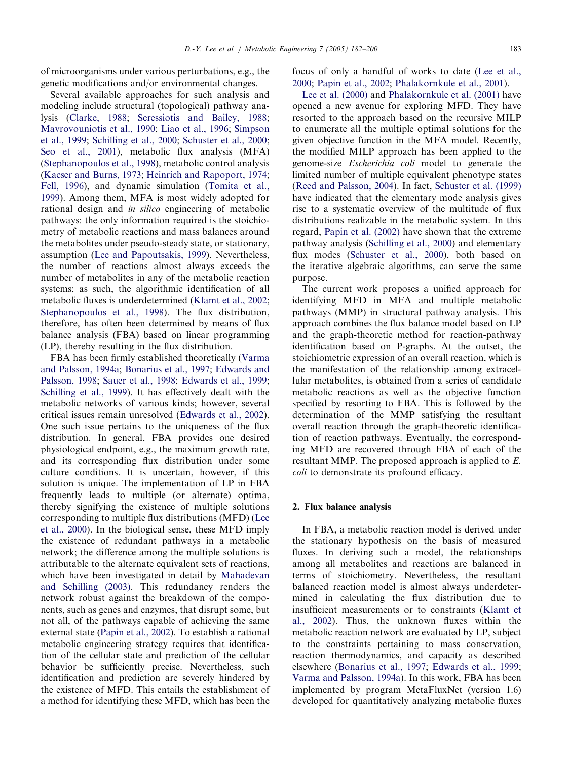of microorganisms under various perturbations, e.g., the genetic modifications and/or environmental changes.

Several available approaches for such analysis and modeling include structural (topological) pathway analysis (Clarke, 1988; Seressiotis and Bailey, 1988; Mavrovouniotis et al., 1990; Liao et al., 1996; Simpson et al., 1999; Schilling et al., 2000; Schuster et al., 2000; Seo et al., 2001), metabolic flux analysis (MFA) (Stephanopoulos et al., 1998), metabolic control analysis (Kacser and Burns, 1973; Heinrich and Rapoport, 1974; Fell, 1996), and dynamic simulation (Tomita et al., 1999). Among them, MFA is most widely adopted for rational design and *in silico* engineering of metabolic pathways: the only information required is the stoichiometry of metabolic reactions and mass balances around the metabolites under pseudo-steady state, or stationary, assumption (Lee and Papoutsakis, 1999). Nevertheless, the number of reactions almost always exceeds the number of metabolites in any of the metabolic reaction systems; as such, the algorithmic identification of all metabolic fluxes is underdetermined (Klamt et al., 2002; Stephanopoulos et al., 1998). The flux distribution, therefore, has often been determined by means of flux balance analysis (FBA) based on linear programming (LP), thereby resulting in the flux distribution.

FBA has been firmly established theoretically (Varma and Palsson, 1994a; Bonarius et al., 1997; Edwards and Palsson, 1998; Sauer et al., 1998; Edwards et al., 1999; Schilling et al., 1999). It has effectively dealt with the metabolic networks of various kinds; however, several critical issues remain unresolved (Edwards et al., 2002). One such issue pertains to the uniqueness of the flux distribution. In general, FBA provides one desired physiological endpoint, e.g., the maximum growth rate, and its corresponding flux distribution under some culture conditions. It is uncertain, however, if this solution is unique. The implementation of LP in FBA frequently leads to multiple (or alternate) optima, thereby signifying the existence of multiple solutions corresponding to multiple flux distributions (MFD) (Lee et al., 2000). In the biological sense, these MFD imply the existence of redundant pathways in a metabolic network; the difference among the multiple solutions is attributable to the alternate equivalent sets of reactions, which have been investigated in detail by Mahadevan and Schilling (2003). This redundancy renders the network robust against the breakdown of the components, such as genes and enzymes, that disrupt some, but not all, of the pathways capable of achieving the same external state (Papin et al., 2002). To establish a rational metabolic engineering strategy requires that identification of the cellular state and prediction of the cellular behavior be sufficiently precise. Nevertheless, such identification and prediction are severely hindered by the existence of MFD. This entails the establishment of a method for identifying these MFD, which has been the focus of only a handful of works to date (Lee et al., 2000; Papin et al., 2002; Phalakornkule et al., 2001).

Lee et al. (2000) and Phalakornkule et al. (2001) have opened a new avenue for exploring MFD. They have resorted to the approach based on the recursive MILP to enumerate all the multiple optimal solutions for the given objective function in the MFA model. Recently, the modified MILP approach has been applied to the genome-size *Escherichia coli* model to generate the limited number of multiple equivalent phenotype states (Reed and Palsson, 2004). In fact, Schuster et al. (1999) have indicated that the elementary mode analysis gives rise to a systematic overview of the multitude of flux distributions realizable in the metabolic system. In this regard, Papin et al. (2002) have shown that the extreme pathway analysis (Schilling et al., 2000) and elementary flux modes (Schuster et al., 2000), both based on the iterative algebraic algorithms, can serve the same purpose.

The current work proposes a unified approach for identifying MFD in MFA and multiple metabolic pathways (MMP) in structural pathway analysis. This approach combines the flux balance model based on LP and the graph-theoretic method for reaction-pathway identification based on P-graphs. At the outset, the stoichiometric expression of an overall reaction, which is the manifestation of the relationship among extracellular metabolites, is obtained from a series of candidate metabolic reactions as well as the objective function specified by resorting to FBA. This is followed by the determination of the MMP satisfying the resultant overall reaction through the graph-theoretic identification of reaction pathways. Eventually, the corresponding MFD are recovered through FBA of each of the resultant MMP. The proposed approach is applied to *E. coli* to demonstrate its profound efficacy.

## 2. Flux balance analysis

In FBA, a metabolic reaction model is derived under the stationary hypothesis on the basis of measured fluxes. In deriving such a model, the relationships among all metabolites and reactions are balanced in terms of stoichiometry. Nevertheless, the resultant balanced reaction model is almost always underdetermined in calculating the flux distribution due to insufficient measurements or to constraints (Klamt et al., 2002). Thus, the unknown fluxes within the metabolic reaction network are evaluated by LP, subject to the constraints pertaining to mass conservation, reaction thermodynamics, and capacity as described elsewhere (Bonarius et al., 1997; Edwards et al., 1999; Varma and Palsson, 1994a). In this work, FBA has been implemented by program MetaFluxNet (version 1.6) developed for quantitatively analyzing metabolic fluxes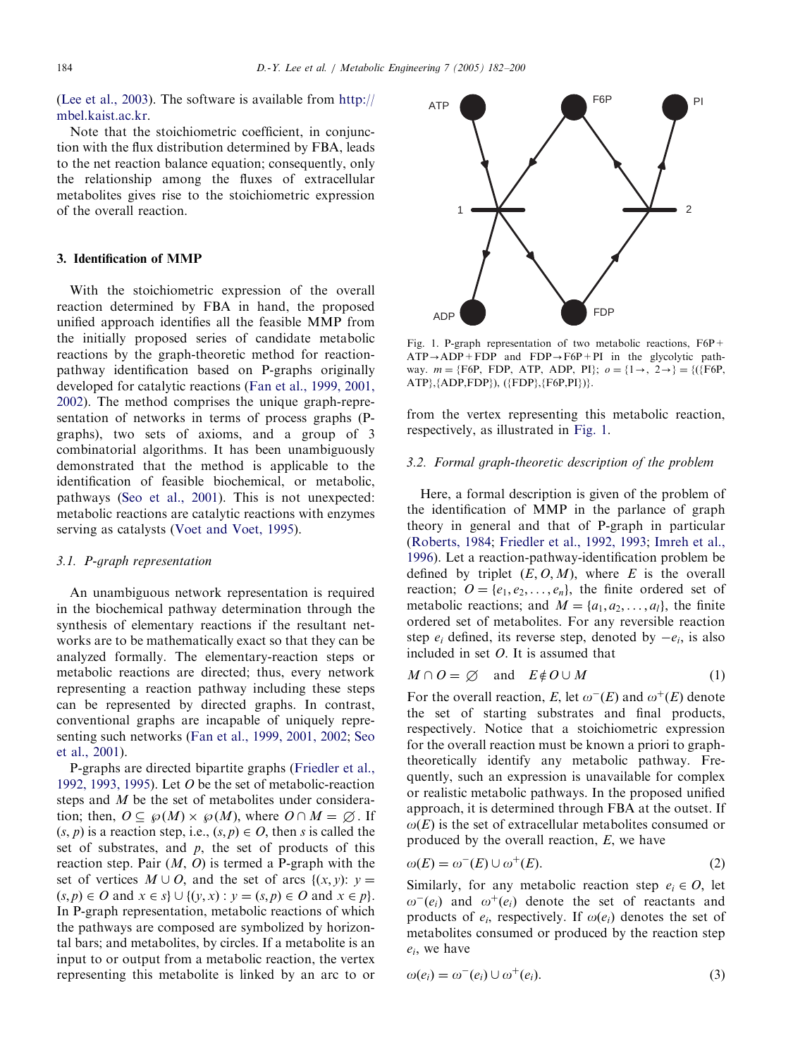(Lee et al., 2003). The software is available from http://mbel.kaist.ac.kr.

Note that the stoichiometric coefficient, in conjunction with the flux distribution determined by FBA, leads to the net reaction balance equation; consequently, only the relationship among the fluxes of extracellular metabolites gives rise to the stoichiometric expression of the overall reaction.

## 3. Identification of MMP

With the stoichiometric expression of the overall reaction determined by FBA in hand, the proposed unified approach identifies all the feasible MMP from the initially proposed series of candidate metabolic reactions by the graph-theoretic method for reaction-pathway identification based on P-graphs originally developed for catalytic reactions (Fan et al., 1999, 2001, 2002). The method comprises the unique graph-representation of networks in terms of process graphs (P-graphs), two sets of axioms, and a group of 3 combinatorial algorithms. It has been unambiguously demonstrated that the method is applicable to the identification of feasible biochemical, or metabolic, pathways (Seo et al., 2001). This is not unexpected: metabolic reactions are catalytic reactions with enzymes serving as catalysts (Voet and Voet, 1995).

### 3.1. P-graph representation

An unambiguous network representation is required in the biochemical pathway determination through the synthesis of elementary reactions if the resultant networks are to be mathematically exact so that they can be analyzed formally. The elementary-reaction steps or metabolic reactions are directed; thus, every network representing a reaction pathway including these steps can be represented by directed graphs. In contrast, conventional graphs are incapable of uniquely representing such networks (Fan et al., 1999, 2001, 2002; Seo et al., 2001).

P-graphs are directed bipartite graphs (Friedler et al., 1992, 1993, 1995). Let $O$ be the set of metabolic-reaction steps and $M$ be the set of metabolites under consideration; then, $O \subseteq \wp(M) \times \wp(M)$, where $O \cap M = \varnothing$. If $(s, p)$ is a reaction step, i.e., $(s, p) \in O$, then $s$ is called the set of substrates, and $p$, the set of products of this reaction step. Pair $(M, O)$ is termed a P-graph with the set of vertices $M \cup O$, and the set of arcs $\{(x, y)\colon y = (s, p) \in O \text{ and } x \in s\} \cup \{(y, x) : y = (s, p) \in O \text{ and } x \in p\}$. In P-graph representation, metabolic reactions of which the pathways are composed are symbolized by horizontal bars; and metabolites, by circles. If a metabolite is an input to or output from a metabolic reaction, the vertex representing this metabolite is linked by an arc to or from the vertex representing this metabolic reaction, respectively, as illustrated in Fig. 1.

Fig. 1. P-graph representation of two metabolic reactions, F6P + ATP→ADP + FDP and FDP→F6P + PI in the glycolytic pathway. $m = \{\text{F6P, FDP, ATP, ADP, PI}\}$; $o = \{1\rightarrow, 2\rightarrow\} = \{(\{\text{F6P, ATP}\},\{\text{ADP,FDP}\}), (\{\text{FDP}\},\{\text{F6P,PI}\})\}$.

### 3.2. Formal graph-theoretic description of the problem

Here, a formal description is given of the problem of the identification of MMP in the parlance of graph theory in general and that of P-graph in particular (Roberts, 1984; Friedler et al., 1992, 1993; Imreh et al., 1996). Let a reaction-pathway-identification problem be defined by triplet $(E, O, M)$, where $E$ is the overall reaction; $O = \{e_1, e_2, \ldots, e_n\}$, the finite ordered set of metabolic reactions; and $M = \{a_1, a_2, \ldots, a_l\}$, the finite ordered set of metabolites. For any reversible reaction step $e_i$ defined, its reverse step, denoted by $-e_i$, is also included in set $O$. It is assumed that

$$M \cap O = \varnothing \quad \text{and} \quad E \notin O \cup M \tag{1}$$

For the overall reaction, $E$, let $\omega^-(E)$ and $\omega^+(E)$ denote the set of starting substrates and final products, respectively. Notice that a stoichiometric expression for the overall reaction must be known a priori to graph-theoretically identify any metabolic pathway. Frequently, such an expression is unavailable for complex or realistic metabolic pathways. In the proposed unified approach, it is determined through FBA at the outset. If $\omega(E)$ is the set of extracellular metabolites consumed or produced by the overall reaction, $E$, we have

$$\omega(E) = \omega^-(E) \cup \omega^+(E). \tag{2}$$

Similarly, for any metabolic reaction step $e_i \in O$, let $\omega^-(e_i)$ and $\omega^+(e_i)$ denote the set of reactants and products of $e_i$, respectively. If $\omega(e_i)$ denotes the set of metabolites consumed or produced by the reaction step $e_i$, we have

$$\omega(e_i) = \omega^-(e_i) \cup \omega^+(e_i). \tag{3}$$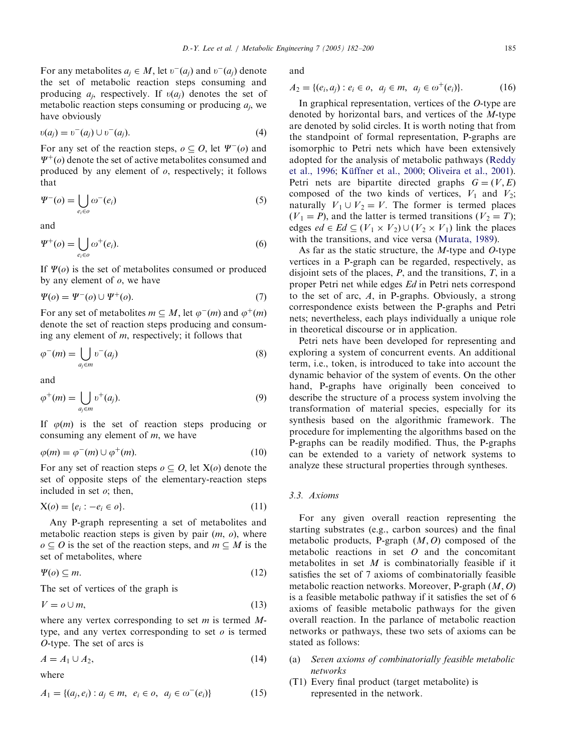For any metabolites $a_j \in M$, let $\upsilon^-(a_j)$ and $\upsilon^-(a_j)$ denote the set of metabolic reaction steps consuming and producing $a_j$, respectively. If $\upsilon(a_j)$ denotes the set of metabolic reaction steps consuming or producing $a_j$, we have obviously

$$\upsilon(a_j) = \upsilon^-(a_j) \cup \upsilon^-(a_j). \tag{4}$$

For any set of the reaction steps, $o \subseteq O$, let $\Psi^-(o)$ and $\Psi^+(o)$ denote the set of active metabolites consumed and produced by any element of $o$, respectively; it follows that

$$\Psi^-(o) = \bigcup_{e_i \in o} \omega^-(e_i) \tag{5}$$

and

$$\Psi^+(o) = \bigcup_{e_i \in o} \omega^+(e_i). \tag{6}$$

If $\Psi(o)$ is the set of metabolites consumed or produced by any element of $o$, we have

$$\Psi(o) = \Psi^-(o) \cup \Psi^+(o). \tag{7}$$

For any set of metabolites $m \subseteq M$, let $\varphi^-(m)$ and $\varphi^+(m)$ denote the set of reaction steps producing and consuming any element of $m$, respectively; it follows that

$$\varphi^-(m) = \bigcup_{a_j \in m} \upsilon^-(a_j) \tag{8}$$

and

$$\varphi^+(m) = \bigcup_{a_j \in m} \upsilon^+(a_j). \tag{9}$$

If $\varphi(m)$ is the set of reaction steps producing or consuming any element of $m$, we have

$$\varphi(m) = \varphi^-(m) \cup \varphi^+(m). \tag{10}$$

For any set of reaction steps $o \subseteq O$, let $\mathrm{X}(o)$ denote the set of opposite steps of the elementary-reaction steps included in set $o$; then,

$$\mathrm{X}(o) = \{e_i : -e_i \in o\}. \tag{11}$$

Any P-graph representing a set of metabolites and metabolic reaction steps is given by pair $(m, o)$, where $o \subseteq O$ is the set of the reaction steps, and $m \subseteq M$ is the set of metabolites, where

$$\Psi(o) \subseteq m. \tag{12}$$

The set of vertices of the graph is

$$V = o \cup m, \tag{13}$$

where any vertex corresponding to set $m$ is termed $M$-type, and any vertex corresponding to set $o$ is termed $O$-type. The set of arcs is

$$A = A_1 \cup A_2, \tag{14}$$

where

$$A_1 = \{(a_j, e_i) : a_j \in m,\ e_i \in o,\ a_j \in \omega^-(e_i)\} \tag{15}$$

and

$$A_2 = \{(e_i, a_j) : e_i \in o,\ a_j \in m,\ a_j \in \omega^+(e_i)\}. \tag{16}$$

In graphical representation, vertices of the $O$-type are denoted by horizontal bars, and vertices of the $M$-type are denoted by solid circles. It is worth noting that from the standpoint of formal representation, P-graphs are isomorphic to Petri nets which have been extensively adopted for the analysis of metabolic pathways (Reddy et al., 1996; Küffner et al., 2000; Oliveira et al., 2001). Petri nets are bipartite directed graphs $G = (V, E)$ composed of the two kinds of vertices, $V_1$ and $V_2$; naturally $V_1 \cup V_2 = V$. The former is termed places ($V_1 = P$), and the latter is termed transitions ($V_2 = T$); edges $ed \in Ed \subseteq (V_1 \times V_2) \cup (V_2 \times V_1)$ link the places with the transitions, and vice versa (Murata, 1989).

As far as the static structure, the $M$-type and $O$-type vertices in a P-graph can be regarded, respectively, as disjoint sets of the places, $P$, and the transitions, $T$, in a proper Petri net while edges $Ed$ in Petri nets correspond to the set of arc, $A$, in P-graphs. Obviously, a strong correspondence exists between the P-graphs and Petri nets; nevertheless, each plays individually a unique role in theoretical discourse or in application.

Petri nets have been developed for representing and exploring a system of concurrent events. An additional term, i.e., token, is introduced to take into account the dynamic behavior of the system of events. On the other hand, P-graphs have originally been conceived to describe the structure of a process system involving the transformation of material species, especially for its synthesis based on the algorithmic framework. The procedure for implementing the algorithms based on the P-graphs can be readily modified. Thus, the P-graphs can be extended to a variety of network systems to analyze these structural properties through syntheses.

### 3.3. Axioms

For any given overall reaction representing the starting substrates (e.g., carbon sources) and the final metabolic products, P-graph $(M, O)$ composed of the metabolic reactions in set $O$ and the concomitant metabolites in set $M$ is combinatorially feasible if it satisfies the set of 7 axioms of combinatorially feasible metabolic reaction networks. Moreover, P-graph $(M, O)$ is a feasible metabolic pathway if it satisfies the set of 6 axioms of feasible metabolic pathways for the given overall reaction. In the parlance of metabolic reaction networks or pathways, these two sets of axioms can be stated as follows:

(a) *Seven axioms of combinatorially feasible metabolic networks*

(T1) Every final product (target metabolite) is represented in the network.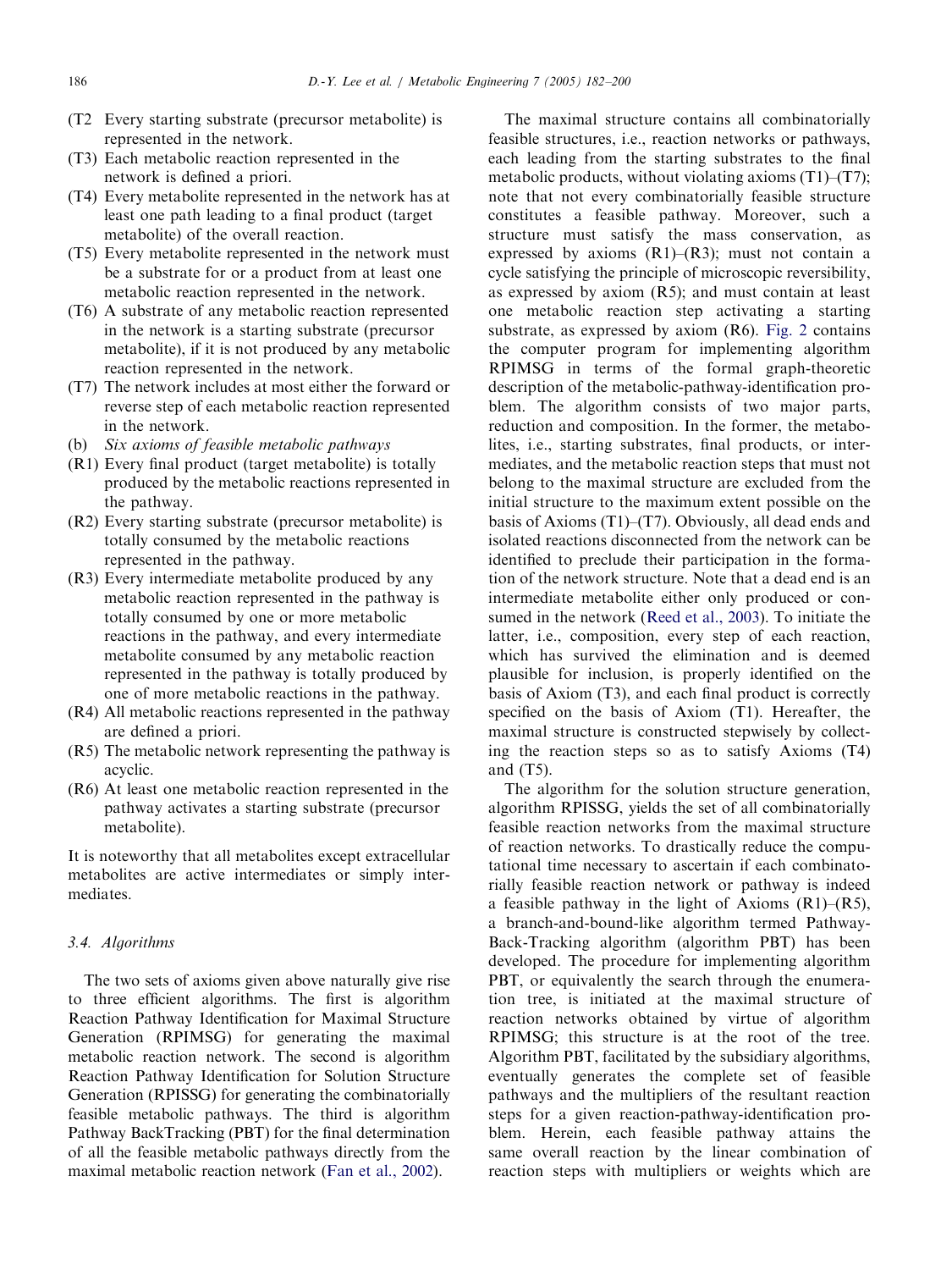(T2 Every starting substrate (precursor metabolite) is represented in the network.

(T3) Each metabolic reaction represented in the network is defined a priori.

(T4) Every metabolite represented in the network has at least one path leading to a final product (target metabolite) of the overall reaction.

(T5) Every metabolite represented in the network must be a substrate for or a product from at least one metabolic reaction represented in the network.

(T6) A substrate of any metabolic reaction represented in the network is a starting substrate (precursor metabolite), if it is not produced by any metabolic reaction represented in the network.

(T7) The network includes at most either the forward or reverse step of each metabolic reaction represented in the network.

(b) *Six axioms of feasible metabolic pathways*

(R1) Every final product (target metabolite) is totally produced by the metabolic reactions represented in the pathway.

(R2) Every starting substrate (precursor metabolite) is totally consumed by the metabolic reactions represented in the pathway.

(R3) Every intermediate metabolite produced by any metabolic reaction represented in the pathway is totally consumed by one or more metabolic reactions in the pathway, and every intermediate metabolite consumed by any metabolic reaction represented in the pathway is totally produced by one of more metabolic reactions in the pathway.

(R4) All metabolic reactions represented in the pathway are defined a priori.

(R5) The metabolic network representing the pathway is acyclic.

(R6) At least one metabolic reaction represented in the pathway activates a starting substrate (precursor metabolite).

It is noteworthy that all metabolites except extracellular metabolites are active intermediates or simply intermediates.

### 3.4. Algorithms

The two sets of axioms given above naturally give rise to three efficient algorithms. The first is algorithm Reaction Pathway Identification for Maximal Structure Generation (RPIMSG) for generating the maximal metabolic reaction network. The second is algorithm Reaction Pathway Identification for Solution Structure Generation (RPISSG) for generating the combinatorially feasible metabolic pathways. The third is algorithm Pathway BackTracking (PBT) for the final determination of all the feasible metabolic pathways directly from the maximal metabolic reaction network (Fan et al., 2002).

The maximal structure contains all combinatorially feasible structures, i.e., reaction networks or pathways, each leading from the starting substrates to the final metabolic products, without violating axioms (T1)–(T7); note that not every combinatorially feasible structure constitutes a feasible pathway. Moreover, such a structure must satisfy the mass conservation, as expressed by axioms (R1)–(R3); must not contain a cycle satisfying the principle of microscopic reversibility, as expressed by axiom (R5); and must contain at least one metabolic reaction step activating a starting substrate, as expressed by axiom (R6). Fig. 2 contains the computer program for implementing algorithm RPIMSG in terms of the formal graph-theoretic description of the metabolic-pathway-identification problem. The algorithm consists of two major parts, reduction and composition. In the former, the metabolites, i.e., starting substrates, final products, or intermediates, and the metabolic reaction steps that must not belong to the maximal structure are excluded from the initial structure to the maximum extent possible on the basis of Axioms (T1)–(T7). Obviously, all dead ends and isolated reactions disconnected from the network can be identified to preclude their participation in the formation of the network structure. Note that a dead end is an intermediate metabolite either only produced or consumed in the network (Reed et al., 2003). To initiate the latter, i.e., composition, every step of each reaction, which has survived the elimination and is deemed plausible for inclusion, is properly identified on the basis of Axiom (T3), and each final product is correctly specified on the basis of Axiom (T1). Hereafter, the maximal structure is constructed stepwisely by collecting the reaction steps so as to satisfy Axioms (T4) and (T5).

The algorithm for the solution structure generation, algorithm RPISSG, yields the set of all combinatorially feasible reaction networks from the maximal structure of reaction networks. To drastically reduce the computational time necessary to ascertain if each combinatorially feasible reaction network or pathway is indeed a feasible pathway in the light of Axioms (R1)–(R5), a branch-and-bound-like algorithm termed Pathway-Back-Tracking algorithm (algorithm PBT) has been developed. The procedure for implementing algorithm PBT, or equivalently the search through the enumeration tree, is initiated at the maximal structure of reaction networks obtained by virtue of algorithm RPIMSG; this structure is at the root of the tree. Algorithm PBT, facilitated by the subsidiary algorithms, eventually generates the complete set of feasible pathways and the multipliers of the resultant reaction steps for a given reaction-pathway-identification problem. Herein, each feasible pathway attains the same overall reaction by the linear combination of reaction steps with multipliers or weights which are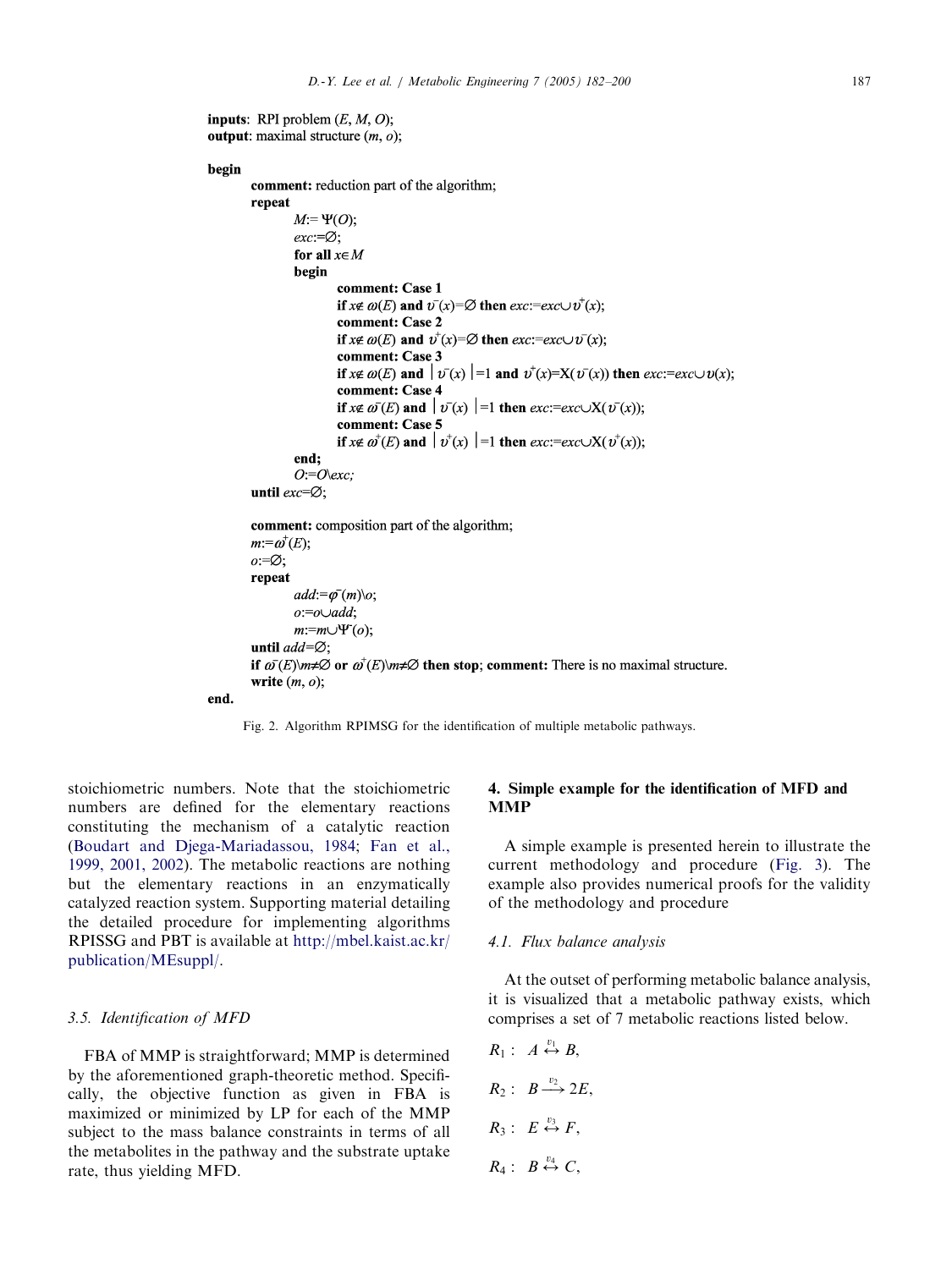```
inputs: RPI problem (E, M, O);
output: maximal structure (m, o);

begin
    comment: reduction part of the algorithm;
    repeat
        M:= Ψ(O);
        exc:=∅;
        for all x∈M
        begin
            comment: Case 1
            if x∉ ω(E) and υ⁻(x)=∅ then exc:=exc∪υ⁺(x);
            comment: Case 2
            if x∉ ω(E) and υ⁺(x)=∅ then exc:=exc∪υ⁻(x);
            comment: Case 3
            if x∉ ω(E) and |υ⁻(x)|=1 and υ⁺(x)=X(υ⁻(x)) then exc:=exc∪υ(x);
            comment: Case 4
            if x∉ ω⁻(E) and |υ⁻(x)|=1 then exc:=exc∪X(υ⁻(x));
            comment: Case 5
            if x∉ ω⁺(E) and |υ⁺(x)|=1 then exc:=exc∪X(υ⁺(x));
        end;
        O:=O\exc;
    until exc=∅;

    comment: composition part of the algorithm;
    m:=ω⁺(E);
    o:=∅;
    repeat
        add:=φ⁻(m)\o;
        o:=o∪add;
        m:=m∪Ψ⁺(o);
    until add=∅;
    if ω⁻(E)\m≠∅ or ω⁺(E)\m≠∅ then stop; comment: There is no maximal structure.
    write (m, o);
end.
```

Fig. 2. Algorithm RPIMSG for the identification of multiple metabolic pathways.

stoichiometric numbers. Note that the stoichiometric numbers are defined for the elementary reactions constituting the mechanism of a catalytic reaction (Boudart and Djega-Mariadassou, 1984; Fan et al., 1999, 2001, 2002). The metabolic reactions are nothing but the elementary reactions in an enzymatically catalyzed reaction system. Supporting material detailing the detailed procedure for implementing algorithms RPISSG and PBT is available at http://mbel.kaist.ac.kr/publication/MEsuppl/.

### 3.5. Identification of MFD

FBA of MMP is straightforward; MMP is determined by the aforementioned graph-theoretic method. Specifically, the objective function as given in FBA is maximized or minimized by LP for each of the MMP subject to the mass balance constraints in terms of all the metabolites in the pathway and the substrate uptake rate, thus yielding MFD.

## 4. Simple example for the identification of MFD and MMP

A simple example is presented herein to illustrate the current methodology and procedure (Fig. 3). The example also provides numerical proofs for the validity of the methodology and procedure

### 4.1. Flux balance analysis

At the outset of performing metabolic balance analysis, it is visualized that a metabolic pathway exists, which comprises a set of 7 metabolic reactions listed below.

$$R_1: \quad A \overset{v_1}{\leftrightarrow} B,$$

$$R_2: \quad B \xrightarrow{v_2} 2E,$$

$$R_3: \quad E \overset{v_3}{\leftrightarrow} F,$$

$$R_4: \quad B \overset{v_4}{\leftrightarrow} C,$$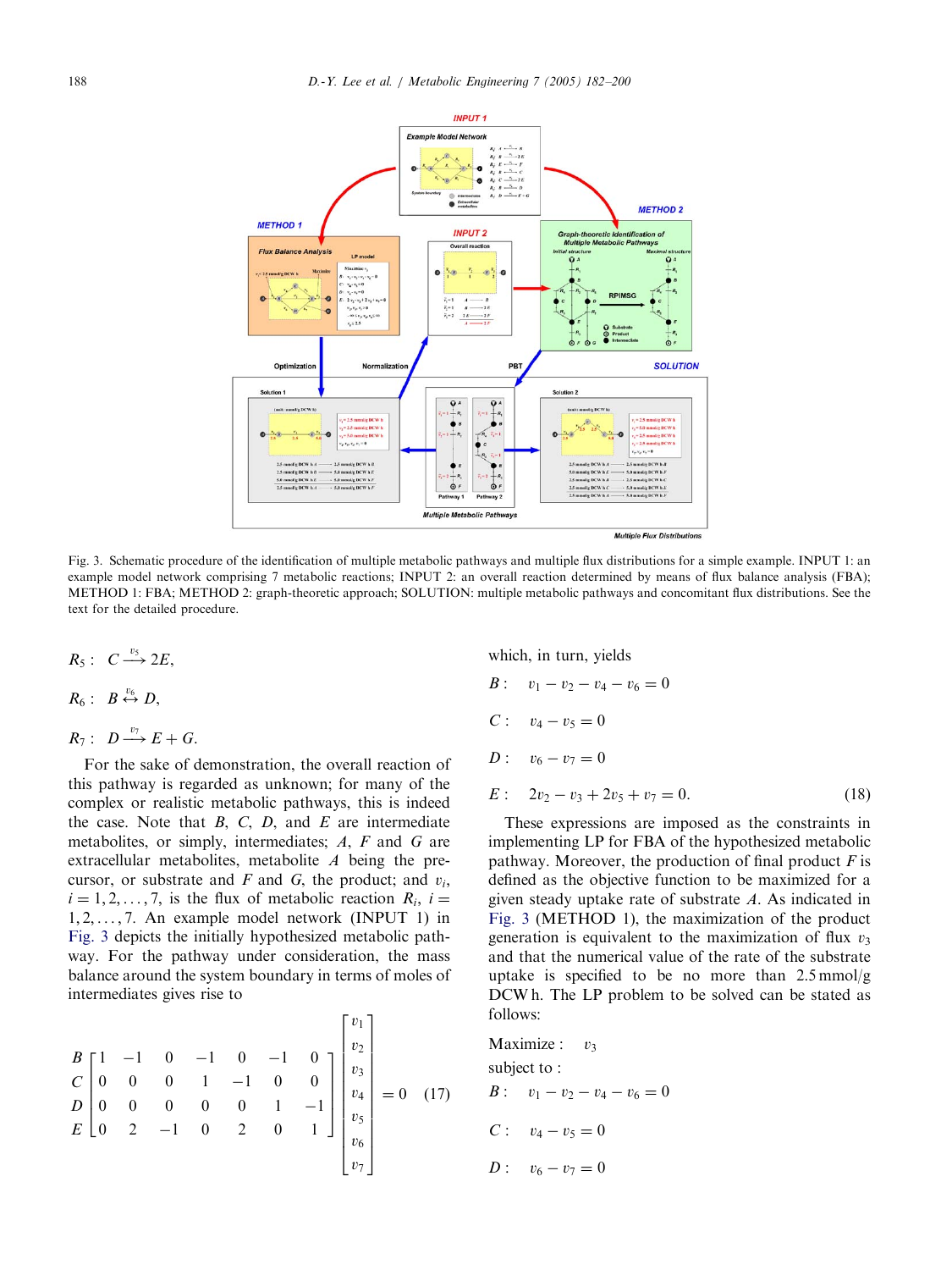Fig. 3. Schematic procedure of the identification of multiple metabolic pathways and multiple flux distributions for a simple example. INPUT 1: an example model network comprising 7 metabolic reactions; INPUT 2: an overall reaction determined by means of flux balance analysis (FBA); METHOD 1: FBA; METHOD 2: graph-theoretic approach; SOLUTION: multiple metabolic pathways and concomitant flux distributions. See the text for the detailed procedure.

$R_5: \quad C \xrightarrow{v_5} 2E,$

$R_6: \quad B \overset{v_6}{\leftrightarrow} D,$

$R_7: \quad D \xrightarrow{v_7} E + G.$

For the sake of demonstration, the overall reaction of this pathway is regarded as unknown; for many of the complex or realistic metabolic pathways, this is indeed the case. Note that $B$, $C$, $D$, and $E$ are intermediate metabolites, or simply, intermediates; $A$, $F$ and $G$ are extracellular metabolites, metabolite $A$ being the precursor, or substrate and $F$ and $G$, the product; and $v_i$, $i = 1, 2, \ldots, 7$, is the flux of metabolic reaction $R_i$, $i = 1, 2, \ldots, 7$. An example model network (INPUT 1) in Fig. 3 depicts the initially hypothesized metabolic pathway. For the pathway under consideration, the mass balance around the system boundary in terms of moles of intermediates gives rise to

$$\begin{matrix} B \\ C \\ D \\ E \end{matrix} \begin{bmatrix} 1 & -1 & 0 & -1 & 0 & -1 & 0 \\ 0 & 0 & 0 & 1 & -1 & 0 & 0 \\ 0 & 0 & 0 & 0 & 0 & 1 & -1 \\ 0 & 2 & -1 & 0 & 2 & 0 & 1 \end{bmatrix} \begin{bmatrix} v_1 \\ v_2 \\ v_3 \\ v_4 \\ v_5 \\ v_6 \\ v_7 \end{bmatrix} = 0 \quad (17)$$

which, in turn, yields

$$B: \quad v_1 - v_2 - v_4 - v_6 = 0$$

$$C: \quad v_4 - v_5 = 0$$

$$D: \quad v_6 - v_7 = 0$$

$$E: \quad 2v_2 - v_3 + 2v_5 + v_7 = 0. \quad (18)$$

These expressions are imposed as the constraints in implementing LP for FBA of the hypothesized metabolic pathway. Moreover, the production of final product $F$ is defined as the objective function to be maximized for a given steady uptake rate of substrate $A$. As indicated in Fig. 3 (METHOD 1), the maximization of the product generation is equivalent to the maximization of flux $v_3$ and that the numerical value of the rate of the substrate uptake is specified to be no more than 2.5 mmol/g DCW h. The LP problem to be solved can be stated as follows:

Maximize : $\quad v_3$

subject to :

$$B: \quad v_1 - v_2 - v_4 - v_6 = 0$$

$$C: \quad v_4 - v_5 = 0$$

$$D: \quad v_6 - v_7 = 0$$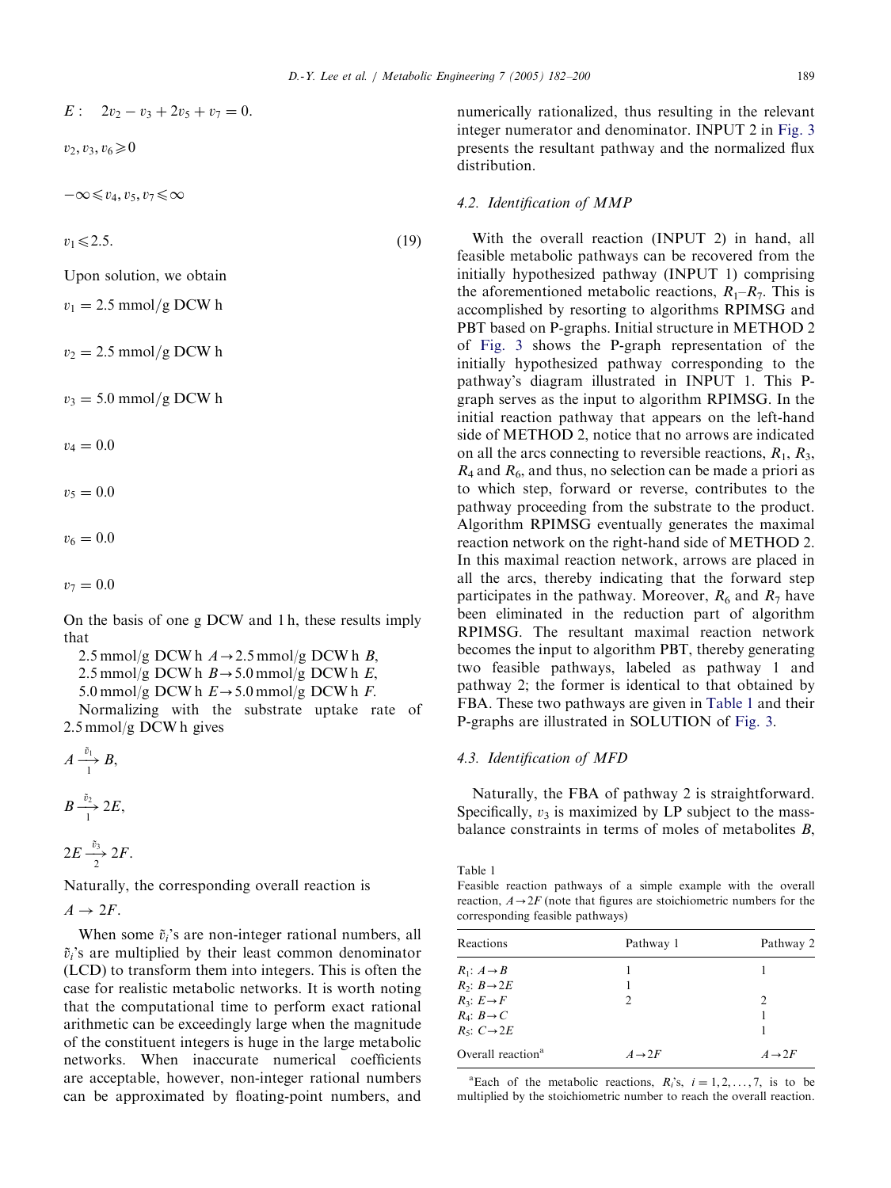$$E: \quad 2v_2 - v_3 + 2v_5 + v_7 = 0.$$

$$v_2, v_3, v_6 \geqslant 0$$

$$-\infty \leqslant v_4, v_5, v_7 \leqslant \infty$$

$$v_1 \leqslant 2.5. \tag{19}$$

Upon solution, we obtain

$v_1 = 2.5$ mmol/g DCW h

$v_2 = 2.5$ mmol/g DCW h

$v_3 = 5.0$ mmol/g DCW h

$v_4 = 0.0$

$v_5 = 0.0$

$v_6 = 0.0$

$v_7 = 0.0$

On the basis of one g DCW and 1 h, these results imply that

2.5 mmol/g DCW h $A \rightarrow$ 2.5 mmol/g DCW h $B$,
2.5 mmol/g DCW h $B \rightarrow$ 5.0 mmol/g DCW h $E$,
5.0 mmol/g DCW h $E \rightarrow$ 5.0 mmol/g DCW h $F$.

Normalizing with the substrate uptake rate of 2.5 mmol/g DCW h gives

$$A \xrightarrow[1]{\tilde{v}_1} B,$$

$$B \xrightarrow[1]{\tilde{v}_2} 2E,$$

$$2E \xrightarrow[2]{\tilde{v}_3} 2F.$$

Naturally, the corresponding overall reaction is

$$A \rightarrow 2F.$$

When some $\tilde{v}_i$'s are non-integer rational numbers, all $\tilde{v}_i$'s are multiplied by their least common denominator (LCD) to transform them into integers. This is often the case for realistic metabolic networks. It is worth noting that the computational time to perform exact rational arithmetic can be exceedingly large when the magnitude of the constituent integers is huge in the large metabolic networks. When inaccurate numerical coefficients are acceptable, however, non-integer rational numbers can be approximated by floating-point numbers, and numerically rationalized, thus resulting in the relevant integer numerator and denominator. INPUT 2 in Fig. 3 presents the resultant pathway and the normalized flux distribution.

### 4.2. Identification of MMP

With the overall reaction (INPUT 2) in hand, all feasible metabolic pathways can be recovered from the initially hypothesized pathway (INPUT 1) comprising the aforementioned metabolic reactions, $R_1$–$R_7$. This is accomplished by resorting to algorithms RPIMSG and PBT based on P-graphs. Initial structure in METHOD 2 of Fig. 3 shows the P-graph representation of the initially hypothesized pathway corresponding to the pathway's diagram illustrated in INPUT 1. This P-graph serves as the input to algorithm RPIMSG. In the initial reaction pathway that appears on the left-hand side of METHOD 2, notice that no arrows are indicated on all the arcs connecting to reversible reactions, $R_1$, $R_3$, $R_4$ and $R_6$, and thus, no selection can be made a priori as to which step, forward or reverse, contributes to the pathway proceeding from the substrate to the product. Algorithm RPIMSG eventually generates the maximal reaction network on the right-hand side of METHOD 2. In this maximal reaction network, arrows are placed in all the arcs, thereby indicating that the forward step participates in the pathway. Moreover, $R_6$ and $R_7$ have been eliminated in the reduction part of algorithm RPIMSG. The resultant maximal reaction network becomes the input to algorithm PBT, thereby generating two feasible pathways, labeled as pathway 1 and pathway 2; the former is identical to that obtained by FBA. These two pathways are given in Table 1 and their P-graphs are illustrated in SOLUTION of Fig. 3.

### 4.3. Identification of MFD

Naturally, the FBA of pathway 2 is straightforward. Specifically, $v_3$ is maximized by LP subject to the mass-balance constraints in terms of moles of metabolites $B$,

Table 1
Feasible reaction pathways of a simple example with the overall reaction, $A \rightarrow 2F$ (note that figures are stoichiometric numbers for the corresponding feasible pathways)

| Reactions | Pathway 1 | Pathway 2 |
|---|---|---|
| $R_1$: $A \rightarrow B$ | 1 | 1 |
| $R_2$: $B \rightarrow 2E$ | 1 | |
| $R_3$: $E \rightarrow F$ | 2 | 2 |
| $R_4$: $B \rightarrow C$ | | 1 |
| $R_5$: $C \rightarrow 2E$ | | 1 |
| Overall reaction[a] | $A \rightarrow 2F$ | $A \rightarrow 2F$ |

[a]Each of the metabolic reactions, $R_i$'s, $i = 1, 2, \ldots, 7$, is to be multiplied by the stoichiometric number to reach the overall reaction.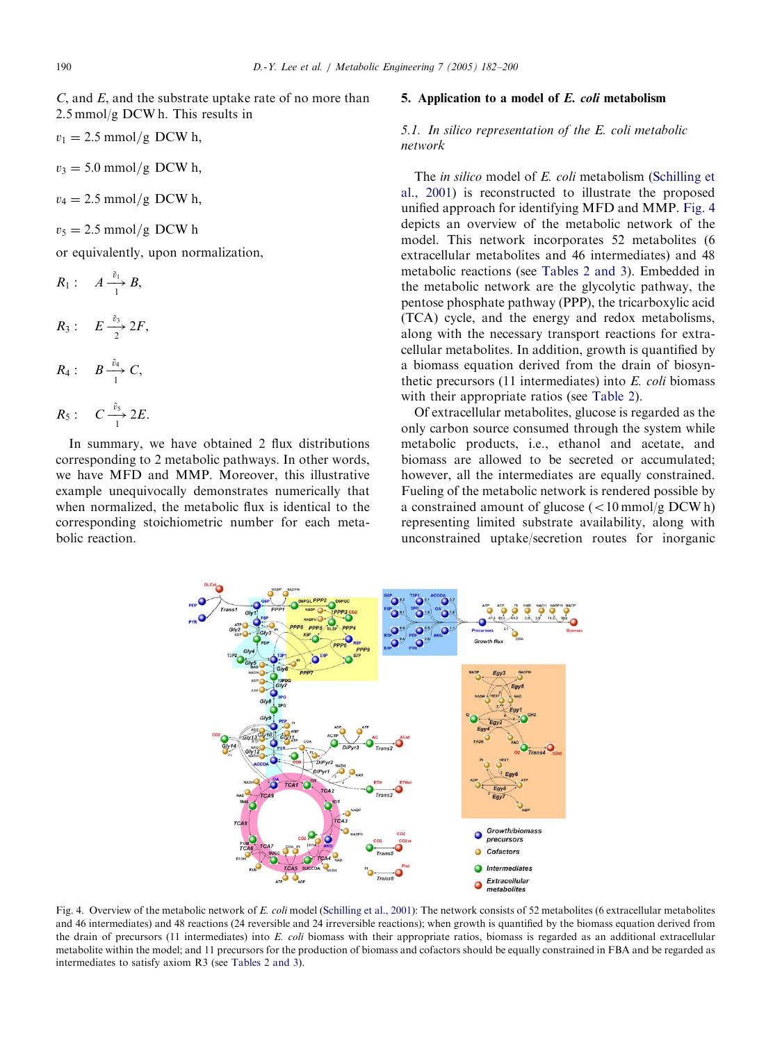C, and E, and the substrate uptake rate of no more than 2.5 mmol/g DCW h. This results in

$v_1 = 2.5$ mmol/g DCW h,

$v_3 = 5.0$ mmol/g DCW h,

$v_4 = 2.5$ mmol/g DCW h,

$v_5 = 2.5$ mmol/g DCW h

or equivalently, upon normalization,

$$R_1: \quad A \xrightarrow[1]{\tilde{v}_1} B,$$

$$R_3: \quad E \xrightarrow[2]{\tilde{v}_3} 2F,$$

$$R_4: \quad B \xrightarrow[1]{\tilde{v}_4} C,$$

$$R_5: \quad C \xrightarrow[1]{\tilde{v}_5} 2E.$$

In summary, we have obtained 2 flux distributions corresponding to 2 metabolic pathways. In other words, we have MFD and MMP. Moreover, this illustrative example unequivocally demonstrates numerically that when normalized, the metabolic flux is identical to the corresponding stoichiometric number for each metabolic reaction.

## 5. Application to a model of *E. coli* metabolism

### 5.1. *In silico representation of the E. coli metabolic network*

The *in silico* model of *E. coli* metabolism (Schilling et al., 2001) is reconstructed to illustrate the proposed unified approach for identifying MFD and MMP. Fig. 4 depicts an overview of the metabolic network of the model. This network incorporates 52 metabolites (6 extracellular metabolites and 46 intermediates) and 48 metabolic reactions (see Tables 2 and 3). Embedded in the metabolic network are the glycolytic pathway, the pentose phosphate pathway (PPP), the tricarboxylic acid (TCA) cycle, and the energy and redox metabolisms, along with the necessary transport reactions for extracellular metabolites. In addition, growth is quantified by a biomass equation derived from the drain of biosynthetic precursors (11 intermediates) into *E. coli* biomass with their appropriate ratios (see Table 2).

Of extracellular metabolites, glucose is regarded as the only carbon source consumed through the system while metabolic products, i.e., ethanol and acetate, and biomass are allowed to be secreted or accumulated; however, all the intermediates are equally constrained. Fueling of the metabolic network is rendered possible by a constrained amount of glucose (<10 mmol/g DCW h) representing limited substrate availability, along with unconstrained uptake/secretion routes for inorganic

Fig. 4. Overview of the metabolic network of *E. coli* model (Schilling et al., 2001): The network consists of 52 metabolites (6 extracellular metabolites and 46 intermediates) and 48 reactions (24 reversible and 24 irreversible reactions); when growth is quantified by the biomass equation derived from the drain of precursors (11 intermediates) into *E. coli* biomass with their appropriate ratios, biomass is regarded as an additional extracellular metabolite within the model; and 11 precursors for the production of biomass and cofactors should be equally constrained in FBA and be regarded as intermediates to satisfy axiom R3 (see Tables 2 and 3).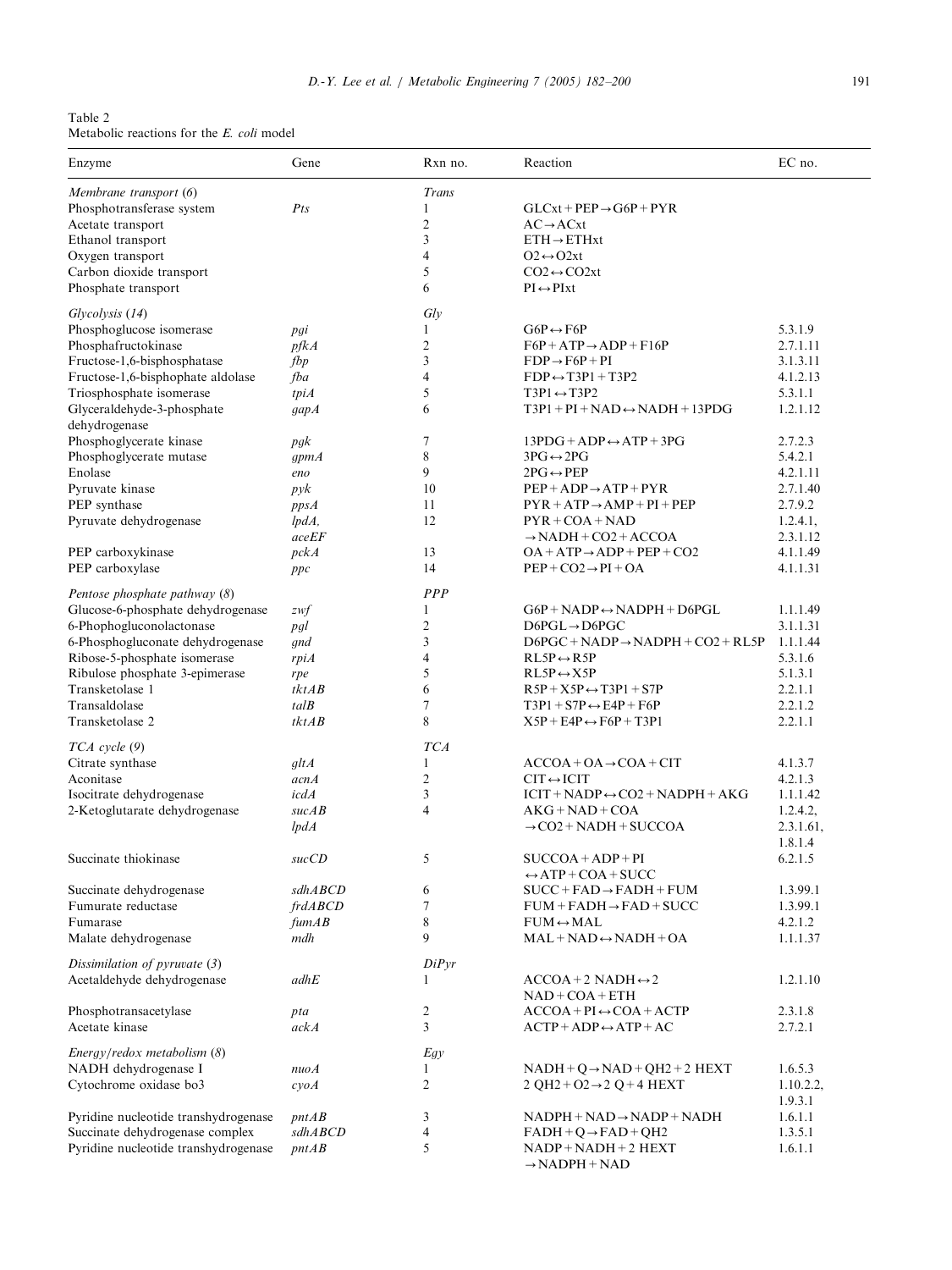Table 2
Metabolic reactions for the *E. coli* model

| Enzyme | Gene | Rxn no. | Reaction | EC no. |
|---|---|---|---|---|
| *Membrane transport (6)* | | *Trans* | | |
| Phosphotransferase system | *Pts* | 1 | GLCxt + PEP → G6P + PYR | |
| Acetate transport | | 2 | AC → ACxt | |
| Ethanol transport | | 3 | ETH → ETHxt | |
| Oxygen transport | | 4 | O2 ↔ O2xt | |
| Carbon dioxide transport | | 5 | CO2 ↔ CO2xt | |
| Phosphate transport | | 6 | PI ↔ PIxt | |
| *Glycolysis (14)* | | *Gly* | | |
| Phosphoglucose isomerase | *pgi* | 1 | G6P ↔ F6P | 5.3.1.9 |
| Phosphafructokinase | *pfkA* | 2 | F6P + ATP → ADP + F16P | 2.7.1.11 |
| Fructose-1,6-bisphosphatase | *fbp* | 3 | FDP → F6P + PI | 3.1.3.11 |
| Fructose-1,6-bisphophate aldolase | *fba* | 4 | FDP ↔ T3P1 + T3P2 | 4.1.2.13 |
| Triosphosphate isomerase | *tpiA* | 5 | T3P1 ↔ T3P2 | 5.3.1.1 |
| Glyceraldehyde-3-phosphate dehydrogenase | *gapA* | 6 | T3P1 + PI + NAD ↔ NADH + 13PDG | 1.2.1.12 |
| Phosphoglycerate kinase | *pgk* | 7 | 13PDG + ADP ↔ ATP + 3PG | 2.7.2.3 |
| Phosphoglycerate mutase | *gpmA* | 8 | 3PG ↔ 2PG | 5.4.2.1 |
| Enolase | *eno* | 9 | 2PG ↔ PEP | 4.2.1.11 |
| Pyruvate kinase | *pyk* | 10 | PEP + ADP → ATP + PYR | 2.7.1.40 |
| PEP synthase | *ppsA* | 11 | PYR + ATP → AMP + PI + PEP | 2.7.9.2 |
| Pyruvate dehydrogenase | *lpdA*, *aceEF* | 12 | PYR + COA + NAD → NADH + CO2 + ACCOA | 1.2.4.1, 2.3.1.12 |
| PEP carboxykinase | *pckA* | 13 | OA + ATP → ADP + PEP + CO2 | 4.1.1.49 |
| PEP carboxylase | *ppc* | 14 | PEP + CO2 → PI + OA | 4.1.1.31 |
| *Pentose phosphate pathway (8)* | | *PPP* | | |
| Glucose-6-phosphate dehydrogenase | *zwf* | 1 | G6P + NADP ↔ NADPH + D6PGL | 1.1.1.49 |
| 6-Phophogluconolactonase | *pgl* | 2 | D6PGL → D6PGC | 3.1.1.31 |
| 6-Phosphogluconate dehydrogenase | *gnd* | 3 | D6PGC + NADP → NADPH + CO2 + RL5P | 1.1.1.44 |
| Ribose-5-phosphate isomerase | *rpiA* | 4 | RL5P ↔ R5P | 5.3.1.6 |
| Ribulose phosphate 3-epimerase | *rpe* | 5 | RL5P ↔ X5P | 5.1.3.1 |
| Transketolase 1 | *tktAB* | 6 | R5P + X5P ↔ T3P1 + S7P | 2.2.1.1 |
| Transaldolase | *talB* | 7 | T3P1 + S7P ↔ E4P + F6P | 2.2.1.2 |
| Transketolase 2 | *tktAB* | 8 | X5P + E4P ↔ F6P + T3P1 | 2.2.1.1 |
| *TCA cycle (9)* | | *TCA* | | |
| Citrate synthase | *gltA* | 1 | ACCOA + OA → COA + CIT | 4.1.3.7 |
| Aconitase | *acnA* | 2 | CIT ↔ ICIT | 4.2.1.3 |
| Isocitrate dehydrogenase | *icdA* | 3 | ICIT + NADP ↔ CO2 + NADPH + AKG | 1.1.1.42 |
| 2-Ketoglutarate dehydrogenase | *sucAB* *lpdA* | 4 | AKG + NAD + COA → CO2 + NADH + SUCCOA | 1.2.4.2, 2.3.1.61, 1.8.1.4 |
| Succinate thiokinase | *sucCD* | 5 | SUCCOA + ADP + PI ↔ ATP + COA + SUCC | 6.2.1.5 |
| Succinate dehydrogenase | *sdhABCD* | 6 | SUCC + FAD → FADH + FUM | 1.3.99.1 |
| Fumurate reductase | *frdABCD* | 7 | FUM + FADH → FAD + SUCC | 1.3.99.1 |
| Fumarase | *fumAB* | 8 | FUM ↔ MAL | 4.2.1.2 |
| Malate dehydrogenase | *mdh* | 9 | MAL + NAD ↔ NADH + OA | 1.1.1.37 |
| *Dissimilation of pyruvate (3)* | | *DiPyr* | | |
| Acetaldehyde dehydrogenase | *adhE* | 1 | ACCOA + 2 NADH ↔ 2 NAD + COA + ETH | 1.2.1.10 |
| Phosphotransacetylase | *pta* | 2 | ACCOA + PI ↔ COA + ACTP | 2.3.1.8 |
| Acetate kinase | *ackA* | 3 | ACTP + ADP ↔ ATP + AC | 2.7.2.1 |
| *Energy/redox metabolism (8)* | | *Egy* | | |
| NADH dehydrogenase I | *nuoA* | 1 | NADH + Q → NAD + QH2 + 2 HEXT | 1.6.5.3 |
| Cytochrome oxidase bo3 | *cyoA* | 2 | 2 QH2 + O2 → 2 Q + 4 HEXT | 1.10.2.2, 1.9.3.1 |
| Pyridine nucleotide transhydrogenase | *pntAB* | 3 | NADPH + NAD → NADP + NADH | 1.6.1.1 |
| Succinate dehydrogenase complex | *sdhABCD* | 4 | FADH + Q → FAD + QH2 | 1.3.5.1 |
| Pyridine nucleotide transhydrogenase | *pntAB* | 5 | NADP + NADH + 2 HEXT → NADPH + NAD | 1.6.1.1 |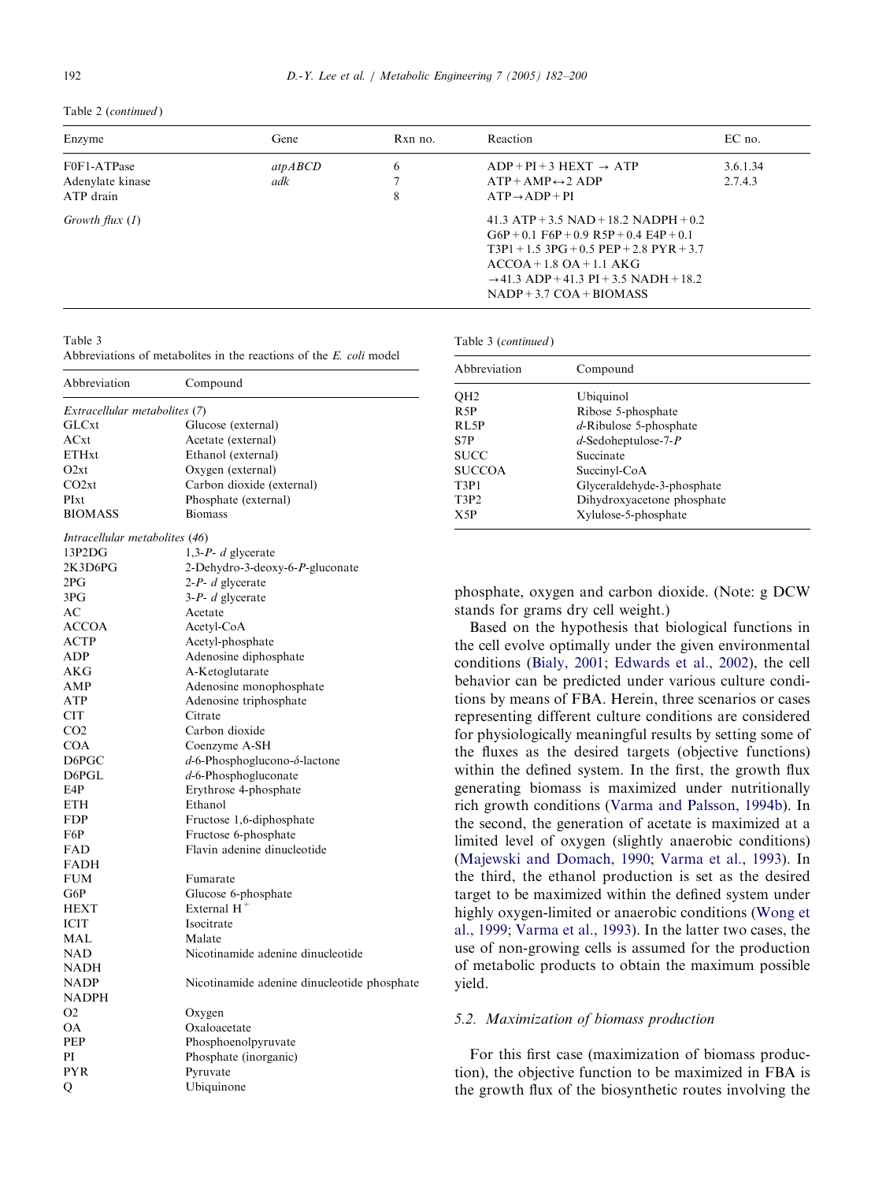Table 2 (*continued*)

| Enzyme | Gene | Rxn no. | Reaction | EC no. |
|---|---|---|---|---|
| F0F1-ATPase | *atpABCD* | 6 | ADP + PI + 3 HEXT → ATP | 3.6.1.34 |
| Adenylate kinase | *adk* | 7 | ATP + AMP ↔ 2 ADP | 2.7.4.3 |
| ATP drain | | 8 | ATP → ADP + PI | |
| *Growth flux* (*1*) | | | 41.3 ATP + 3.5 NAD + 18.2 NADPH + 0.2 G6P + 0.1 F6P + 0.9 R5P + 0.4 E4P + 0.1 T3P1 + 1.5 3PG + 0.5 PEP + 2.8 PYR + 3.7 ACCOA + 1.8 OA + 1.1 AKG → 41.3 ADP + 41.3 PI + 3.5 NADH + 18.2 NADP + 3.7 COA + BIOMASS | |

Table 3
Abbreviations of metabolites in the reactions of the *E. coli* model

| Abbreviation | Compound |
|---|---|
| *Extracellular metabolites (7)* | |
| GLCxt | Glucose (external) |
| ACxt | Acetate (external) |
| ETHxt | Ethanol (external) |
| O2xt | Oxygen (external) |
| CO2xt | Carbon dioxide (external) |
| PIxt | Phosphate (external) |
| BIOMASS | Biomass |
| *Intracellular metabolites (46)* | |
| 13P2DG | 1,3-*P*- *d* glycerate |
| 2K3D6PG | 2-Dehydro-3-deoxy-6-*P*-gluconate |
| 2PG | 2-*P*- *d* glycerate |
| 3PG | 3-*P*- *d* glycerate |
| AC | Acetate |
| ACCOA | Acetyl-CoA |
| ACTP | Acetyl-phosphate |
| ADP | Adenosine diphosphate |
| AKG | A-Ketoglutarate |
| AMP | Adenosine monophosphate |
| ATP | Adenosine triphosphate |
| CIT | Citrate |
| CO2 | Carbon dioxide |
| COA | Coenzyme A-SH |
| D6PGC | *d*-6-Phosphoglucono-$\delta$-lactone |
| D6PGL | *d*-6-Phosphogluconate |
| E4P | Erythrose 4-phosphate |
| ETH | Ethanol |
| FDP | Fructose 1,6-diphosphate |
| F6P | Fructose 6-phosphate |
| FAD | Flavin adenine dinucleotide |
| FADH | |
| FUM | Fumarate |
| G6P | Glucose 6-phosphate |
| HEXT | External $H^+$ |
| ICIT | Isocitrate |
| MAL | Malate |
| NAD | Nicotinamide adenine dinucleotide |
| NADH | |
| NADP | Nicotinamide adenine dinucleotide phosphate |
| NADPH | |
| O2 | Oxygen |
| OA | Oxaloacetate |
| PEP | Phosphoenolpyruvate |
| PI | Phosphate (inorganic) |
| PYR | Pyruvate |
| Q | Ubiquinone |
| QH2 | Ubiquinol |
| R5P | Ribose 5-phosphate |
| RL5P | *d*-Ribulose 5-phosphate |
| S7P | *d*-Sedoheptulose-7-*P* |
| SUCC | Succinate |
| SUCCOA | Succinyl-CoA |
| T3P1 | Glyceraldehyde-3-phosphate |
| T3P2 | Dihydroxyacetone phosphate |
| X5P | Xylulose-5-phosphate |

phosphate, oxygen and carbon dioxide. (Note: g DCW stands for grams dry cell weight.)

Based on the hypothesis that biological functions in the cell evolve optimally under the given environmental conditions (Bialy, 2001; Edwards et al., 2002), the cell behavior can be predicted under various culture conditions by means of FBA. Herein, three scenarios or cases representing different culture conditions are considered for physiologically meaningful results by setting some of the fluxes as the desired targets (objective functions) within the defined system. In the first, the growth flux generating biomass is maximized under nutritionally rich growth conditions (Varma and Palsson, 1994b). In the second, the generation of acetate is maximized at a limited level of oxygen (slightly anaerobic conditions) (Majewski and Domach, 1990; Varma et al., 1993). In the third, the ethanol production is set as the desired target to be maximized within the defined system under highly oxygen-limited or anaerobic conditions (Wong et al., 1999; Varma et al., 1993). In the latter two cases, the use of non-growing cells is assumed for the production of metabolic products to obtain the maximum possible yield.

### 5.2. Maximization of biomass production

For this first case (maximization of biomass production), the objective function to be maximized in FBA is the growth flux of the biosynthetic routes involving the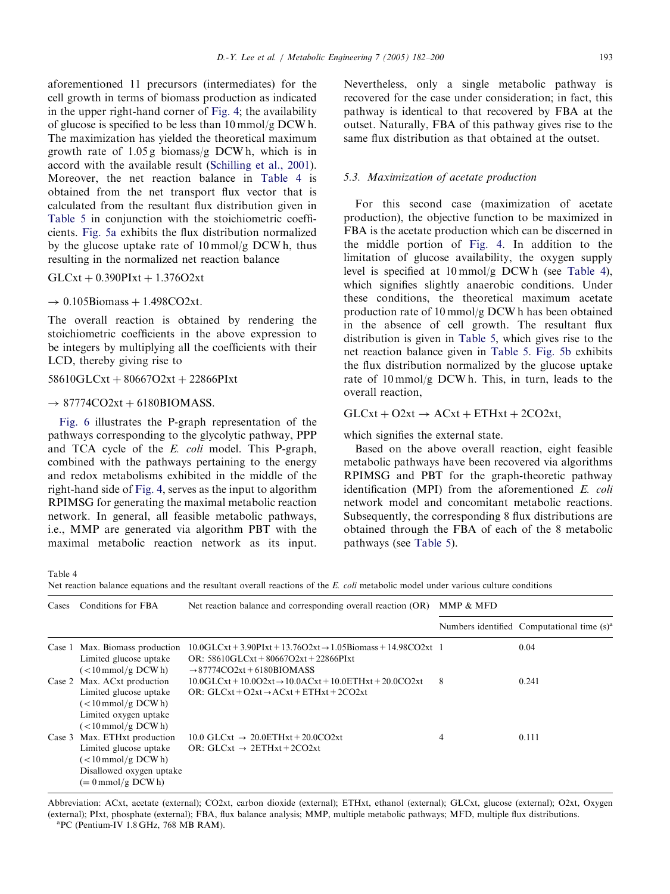aforementioned 11 precursors (intermediates) for the cell growth in terms of biomass production as indicated in the upper right-hand corner of Fig. 4; the availability of glucose is specified to be less than 10 mmol/g DCW h. The maximization has yielded the theoretical maximum growth rate of 1.05 g biomass/g DCW h, which is in accord with the available result (Schilling et al., 2001). Moreover, the net reaction balance in Table 4 is obtained from the net transport flux vector that is calculated from the resultant flux distribution given in Table 5 in conjunction with the stoichiometric coefficients. Fig. 5a exhibits the flux distribution normalized by the glucose uptake rate of 10 mmol/g DCW h, thus resulting in the normalized net reaction balance

$$\text{GLCxt} + 0.390\text{PIxt} + 1.376\text{O2xt}$$

$$\rightarrow 0.105\text{Biomass} + 1.498\text{CO2xt}.$$

The overall reaction is obtained by rendering the stoichiometric coefficients in the above expression to be integers by multiplying all the coefficients with their LCD, thereby giving rise to

$$58610\text{GLCxt} + 80667\text{O2xt} + 22866\text{PIxt}$$

$$\rightarrow 87774\text{CO2xt} + 6180\text{BIOMASS}.$$

Fig. 6 illustrates the P-graph representation of the pathways corresponding to the glycolytic pathway, PPP and TCA cycle of the *E. coli* model. This P-graph, combined with the pathways pertaining to the energy and redox metabolisms exhibited in the middle of the right-hand side of Fig. 4, serves as the input to algorithm RPIMSG for generating the maximal metabolic reaction network. In general, all feasible metabolic pathways, i.e., MMP are generated via algorithm PBT with the maximal metabolic reaction network as its input. Nevertheless, only a single metabolic pathway is recovered for the case under consideration; in fact, this pathway is identical to that recovered by FBA at the outset. Naturally, FBA of this pathway gives rise to the same flux distribution as that obtained at the outset.

### 5.3. Maximization of acetate production

For this second case (maximization of acetate production), the objective function to be maximized in FBA is the acetate production which can be discerned in the middle portion of Fig. 4. In addition to the limitation of glucose availability, the oxygen supply level is specified at 10 mmol/g DCW h (see Table 4), which signifies slightly anaerobic conditions. Under these conditions, the theoretical maximum acetate production rate of 10 mmol/g DCW h has been obtained in the absence of cell growth. The resultant flux distribution is given in Table 5, which gives rise to the net reaction balance given in Table 5. Fig. 5b exhibits the flux distribution normalized by the glucose uptake rate of 10 mmol/g DCW h. This, in turn, leads to the overall reaction,

$$\text{GLCxt} + \text{O2xt} \rightarrow \text{ACxt} + \text{ETHxt} + 2\text{CO2xt},$$

which signifies the external state.

Based on the above overall reaction, eight feasible metabolic pathways have been recovered via algorithms RPIMSG and PBT for the graph-theoretic pathway identification (MPI) from the aforementioned *E. coli* network model and concomitant metabolic reactions. Subsequently, the corresponding 8 flux distributions are obtained through the FBA of each of the 8 metabolic pathways (see Table 5).

Table 4
Net reaction balance equations and the resultant overall reactions of the *E. coli* metabolic model under various culture conditions

| Cases | Conditions for FBA | Net reaction balance and corresponding overall reaction (OR) | MMP & MFD | |
|---|---|---|---|---|
| | | | Numbers identified | Computational time (s)[a] |
| Case 1 | Max. Biomass production<br>Limited glucose uptake<br>(<10 mmol/g DCW h) | 10.0GLCxt + 3.90PIxt + 13.76O2xt → 1.05Biomass + 14.98CO2xt<br>OR: 58610GLCxt + 80667O2xt + 22866PIxt<br>→ 87774CO2xt + 6180BIOMASS | 1 | 0.04 |
| Case 2 | Max. ACxt production<br>Limited glucose uptake<br>(<10 mmol/g DCW h)<br>Limited oxygen uptake<br>(<10 mmol/g DCW h) | 10.0GLCxt + 10.0O2xt → 10.0ACxt + 10.0ETHxt + 20.0CO2xt<br>OR: GLCxt + O2xt → ACxt + ETHxt + 2CO2xt | 8 | 0.241 |
| Case 3 | Max. ETHxt production<br>Limited glucose uptake<br>(<10 mmol/g DCW h)<br>Disallowed oxygen uptake<br>(= 0 mmol/g DCW h) | 10.0 GLCxt → 20.0ETHxt + 20.0CO2xt<br>OR: GLCxt → 2ETHxt + 2CO2xt | 4 | 0.111 |

Abbreviation: ACxt, acetate (external); CO2xt, carbon dioxide (external); ETHxt, ethanol (external); GLCxt, glucose (external); O2xt, Oxygen (external); PIxt, phosphate (external); FBA, flux balance analysis; MMP, multiple metabolic pathways; MFD, multiple flux distributions.
[a] PC (Pentium-IV 1.8 GHz, 768 MB RAM).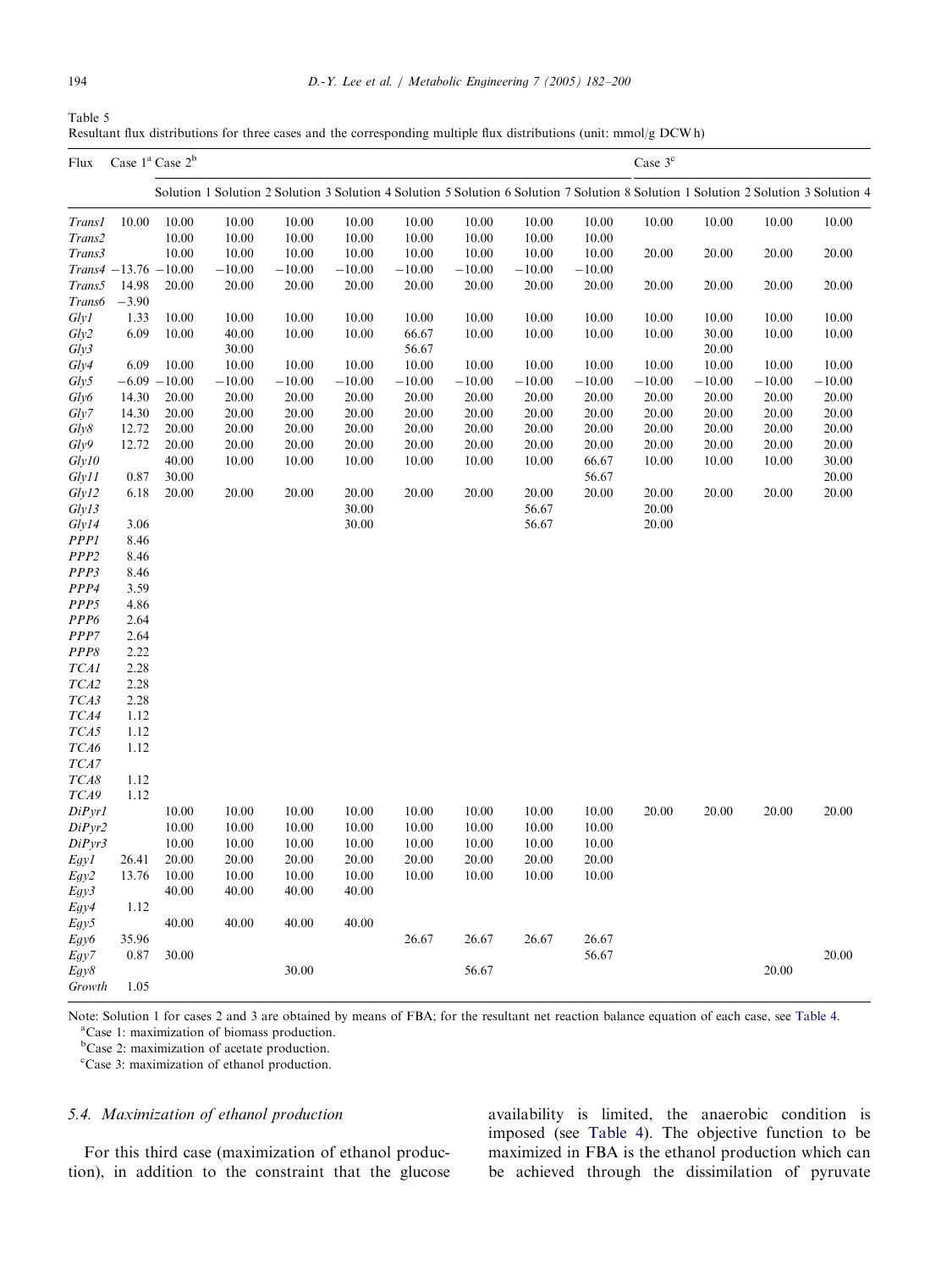Table 5
Resultant flux distributions for three cases and the corresponding multiple flux distributions (unit: mmol/g DCW h)

| Flux | Case 1[a] | Case 2[b] | | | | | | | | Case 3[c] | | | |
|---|---|---|---|---|---|---|---|---|---|---|---|---|---|
| | | Solution 1 | Solution 2 | Solution 3 | Solution 4 | Solution 5 | Solution 6 | Solution 7 | Solution 8 | Solution 1 | Solution 2 | Solution 3 | Solution 4 |
| *Trans1* | 10.00 | 10.00 | 10.00 | 10.00 | 10.00 | 10.00 | 10.00 | 10.00 | 10.00 | 10.00 | 10.00 | 10.00 | 10.00 |
| *Trans2* | | 10.00 | 10.00 | 10.00 | 10.00 | 10.00 | 10.00 | 10.00 | 10.00 | | | | |
| *Trans3* | | 10.00 | 10.00 | 10.00 | 10.00 | 10.00 | 10.00 | 10.00 | 10.00 | 20.00 | 20.00 | 20.00 | 20.00 |
| *Trans4* | −13.76 | −10.00 | −10.00 | −10.00 | −10.00 | −10.00 | −10.00 | −10.00 | −10.00 | | | | |
| *Trans5* | 14.98 | 20.00 | 20.00 | 20.00 | 20.00 | 20.00 | 20.00 | 20.00 | 20.00 | 20.00 | 20.00 | 20.00 | 20.00 |
| *Trans6* | −3.90 | | | | | | | | | | | | |
| *Gly1* | 1.33 | 10.00 | 10.00 | 10.00 | 10.00 | 10.00 | 10.00 | 10.00 | 10.00 | 10.00 | 10.00 | 10.00 | 10.00 |
| *Gly2* | 6.09 | 10.00 | 40.00 | 10.00 | 10.00 | 66.67 | 10.00 | 10.00 | 10.00 | 10.00 | 30.00 | 10.00 | 10.00 |
| *Gly3* | | | 30.00 | | | 56.67 | | | | | 20.00 | | |
| *Gly4* | 6.09 | 10.00 | 10.00 | 10.00 | 10.00 | 10.00 | 10.00 | 10.00 | 10.00 | 10.00 | 10.00 | 10.00 | 10.00 |
| *Gly5* | −6.09 | −10.00 | −10.00 | −10.00 | −10.00 | −10.00 | −10.00 | −10.00 | −10.00 | −10.00 | −10.00 | −10.00 | −10.00 |
| *Gly6* | 14.30 | 20.00 | 20.00 | 20.00 | 20.00 | 20.00 | 20.00 | 20.00 | 20.00 | 20.00 | 20.00 | 20.00 | 20.00 |
| *Gly7* | 14.30 | 20.00 | 20.00 | 20.00 | 20.00 | 20.00 | 20.00 | 20.00 | 20.00 | 20.00 | 20.00 | 20.00 | 20.00 |
| *Gly8* | 12.72 | 20.00 | 20.00 | 20.00 | 20.00 | 20.00 | 20.00 | 20.00 | 20.00 | 20.00 | 20.00 | 20.00 | 20.00 |
| *Gly9* | 12.72 | 20.00 | 20.00 | 20.00 | 20.00 | 20.00 | 20.00 | 20.00 | 20.00 | 20.00 | 20.00 | 20.00 | 20.00 |
| *Gly10* | | 40.00 | 10.00 | 10.00 | 10.00 | 10.00 | 10.00 | 10.00 | 66.67 | 10.00 | 10.00 | 10.00 | 30.00 |
| *Gly11* | 0.87 | 30.00 | | | | | | | 56.67 | | | | 20.00 |
| *Gly12* | 6.18 | 20.00 | | 20.00 | 20.00 | | 20.00 | 20.00 | 20.00 | 20.00 | | 20.00 | 20.00 |
| *Gly13* | | | | | 30.00 | | | 56.67 | | 20.00 | | | |
| *Gly14* | 3.06 | | | | 30.00 | | | 56.67 | | 20.00 | | | |
| *PPP1* | 8.46 | | | | | | | | | | | | |
| *PPP2* | 8.46 | | | | | | | | | | | | |
| *PPP3* | 8.46 | | | | | | | | | | | | |
| *PPP4* | 3.59 | | | | | | | | | | | | |
| *PPP5* | 4.86 | | | | | | | | | | | | |
| *PPP6* | 2.64 | | | | | | | | | | | | |
| *PPP7* | 2.64 | | | | | | | | | | | | |
| *PPP8* | 2.22 | | | | | | | | | | | | |
| *TCA1* | 2.28 | | | | | | | | | | | | |
| *TCA2* | 2.28 | | | | | | | | | | | | |
| *TCA3* | 2.28 | | | | | | | | | | | | |
| *TCA4* | 1.12 | | | | | | | | | | | | |
| *TCA5* | 1.12 | | | | | | | | | | | | |
| *TCA6* | 1.12 | | | | | | | | | | | | |
| *TCA7* | | | | | | | | | | | | | |
| *TCA8* | 1.12 | | | | | | | | | | | | |
| *TCA9* | 1.12 | | | | | | | | | | | | |
| *DiPyr1* | | 10.00 | 10.00 | 10.00 | 10.00 | 10.00 | 10.00 | 10.00 | 10.00 | 20.00 | 20.00 | 20.00 | 20.00 |
| *DiPyr2* | | 10.00 | 10.00 | 10.00 | 10.00 | 10.00 | 10.00 | 10.00 | 10.00 | | | | |
| *DiPyr3* | | 10.00 | 10.00 | 10.00 | 10.00 | 10.00 | 10.00 | 10.00 | 10.00 | | | | |
| *Egy1* | 26.41 | 20.00 | 20.00 | 20.00 | 20.00 | 20.00 | 20.00 | 20.00 | 20.00 | | | | |
| *Egy2* | 13.76 | 10.00 | 10.00 | 10.00 | 10.00 | 10.00 | 10.00 | 10.00 | 10.00 | | | | |
| *Egy3* | | 40.00 | 40.00 | 40.00 | 40.00 | | | | | | | | |
| *Egy4* | 1.12 | | | | | | | | | | | | |
| *Egy5* | | 40.00 | 40.00 | 40.00 | 40.00 | | | | | | | | |
| *Egy6* | 35.96 | | | | | 26.67 | 26.67 | 26.67 | 26.67 | | | | |
| *Egy7* | 0.87 | 30.00 | | | | | | | 56.67 | | | | 20.00 |
| *Egy8* | | | | 30.00 | | | 56.67 | | | | | 20.00 | |
| *Growth* | 1.05 | | | | | | | | | | | | |

Note: Solution 1 for cases 2 and 3 are obtained by means of FBA; for the resultant net reaction balance equation of each case, see Table 4.
[a]Case 1: maximization of biomass production.
[b]Case 2: maximization of acetate production.
[c]Case 3: maximization of ethanol production.

### 5.4. Maximization of ethanol production

For this third case (maximization of ethanol production), in addition to the constraint that the glucose availability is limited, the anaerobic condition is imposed (see Table 4). The objective function to be maximized in FBA is the ethanol production which can be achieved through the dissimilation of pyruvate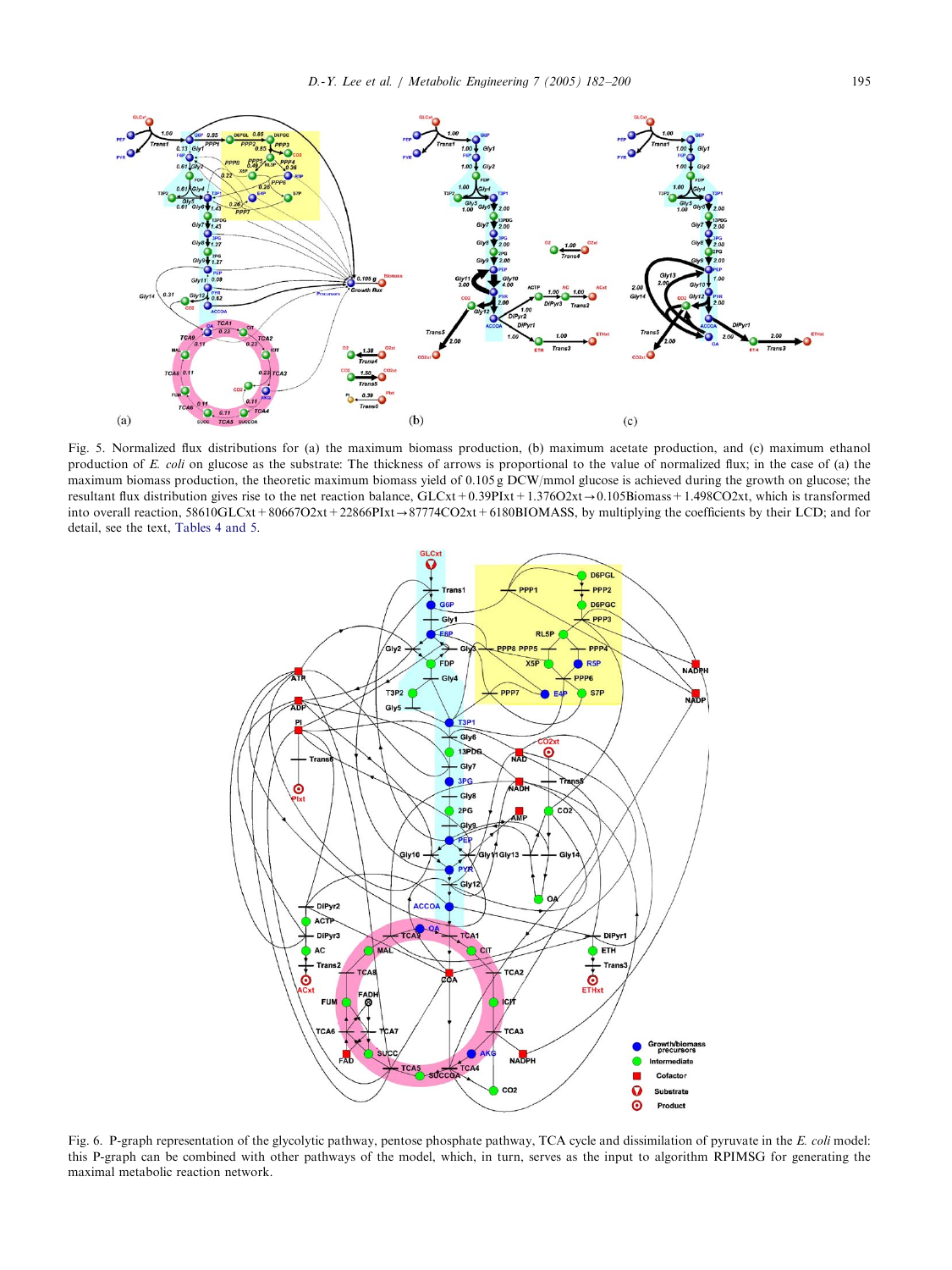Fig. 5. Normalized flux distributions for (a) the maximum biomass production, (b) maximum acetate production, and (c) maximum ethanol production of *E. coli* on glucose as the substrate: The thickness of arrows is proportional to the value of normalized flux; in the case of (a) the maximum biomass production, the theoretic maximum biomass yield of 0.105 g DCW/mmol glucose is achieved during the growth on glucose; the resultant flux distribution gives rise to the net reaction balance, GLCxt + 0.39PIxt + 1.376O2xt → 0.105Biomass + 1.498CO2xt, which is transformed into overall reaction, 58610GLCxt + 80667O2xt + 22866PIxt → 87774CO2xt + 6180BIOMASS, by multiplying the coefficients by their LCD; and for detail, see the text, Tables 4 and 5.

Fig. 6. P-graph representation of the glycolytic pathway, pentose phosphate pathway, TCA cycle and dissimilation of pyruvate in the *E. coli* model: this P-graph can be combined with other pathways of the model, which, in turn, serves as the input to algorithm RPIMSG for generating the maximal metabolic reaction network.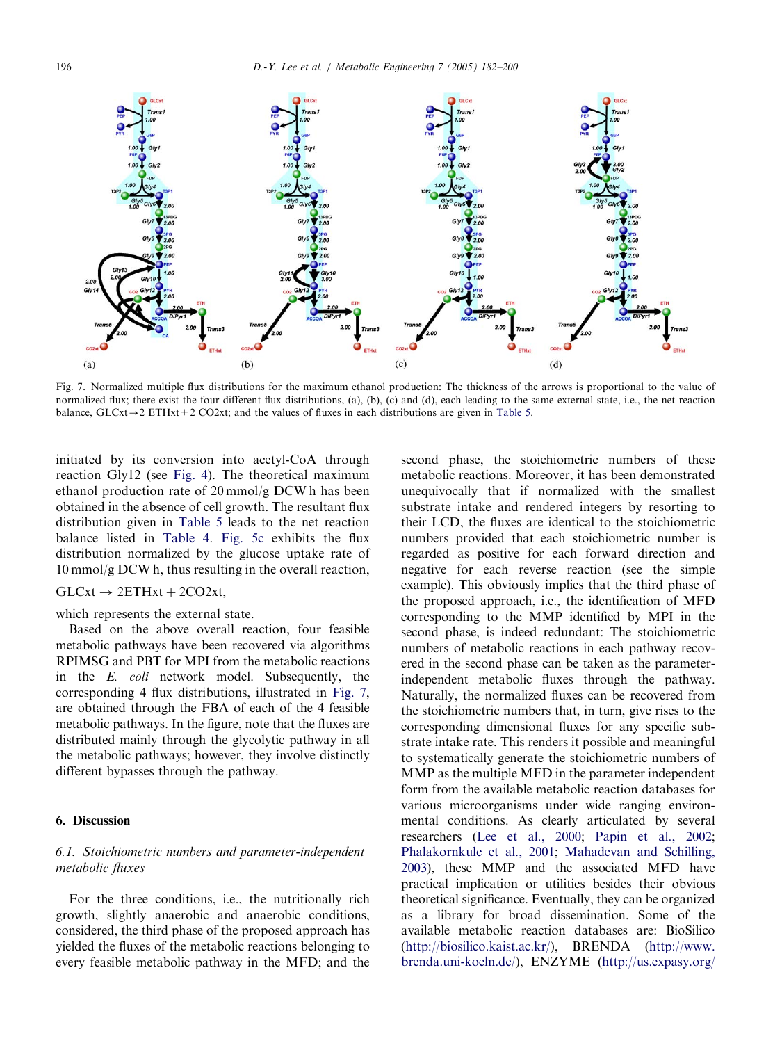Fig. 7. Normalized multiple flux distributions for the maximum ethanol production: The thickness of the arrows is proportional to the value of normalized flux; there exist the four different flux distributions, (a), (b), (c) and (d), each leading to the same external state, i.e., the net reaction balance, GLCxt→2 ETHxt + 2 CO2xt; and the values of fluxes in each distributions are given in Table 5.

initiated by its conversion into acetyl-CoA through reaction Gly12 (see Fig. 4). The theoretical maximum ethanol production rate of 20 mmol/g DCW h has been obtained in the absence of cell growth. The resultant flux distribution given in Table 5 leads to the net reaction balance listed in Table 4. Fig. 5c exhibits the flux distribution normalized by the glucose uptake rate of 10 mmol/g DCW h, thus resulting in the overall reaction,

$$\text{GLCxt} \rightarrow 2\text{ETHxt} + 2\text{CO2xt},$$

which represents the external state.

Based on the above overall reaction, four feasible metabolic pathways have been recovered via algorithms RPIMSG and PBT for MPI from the metabolic reactions in the *E. coli* network model. Subsequently, the corresponding 4 flux distributions, illustrated in Fig. 7, are obtained through the FBA of each of the 4 feasible metabolic pathways. In the figure, note that the fluxes are distributed mainly through the glycolytic pathway in all the metabolic pathways; however, they involve distinctly different bypasses through the pathway.

## 6. Discussion

### 6.1. Stoichiometric numbers and parameter-independent metabolic fluxes

For the three conditions, i.e., the nutritionally rich growth, slightly anaerobic and anaerobic conditions, considered, the third phase of the proposed approach has yielded the fluxes of the metabolic reactions belonging to every feasible metabolic pathway in the MFD; and the second phase, the stoichiometric numbers of these metabolic reactions. Moreover, it has been demonstrated unequivocally that if normalized with the smallest substrate intake and rendered integers by resorting to their LCD, the fluxes are identical to the stoichiometric numbers provided that each stoichiometric number is regarded as positive for each forward direction and negative for each reverse reaction (see the simple example). This obviously implies that the third phase of the proposed approach, i.e., the identification of MFD corresponding to the MMP identified by MPI in the second phase, is indeed redundant: The stoichiometric numbers of metabolic reactions in each pathway recovered in the second phase can be taken as the parameter-independent metabolic fluxes through the pathway. Naturally, the normalized fluxes can be recovered from the stoichiometric numbers that, in turn, give rises to the corresponding dimensional fluxes for any specific substrate intake rate. This renders it possible and meaningful to systematically generate the stoichiometric numbers of MMP as the multiple MFD in the parameter independent form from the available metabolic reaction databases for various microorganisms under wide ranging environmental conditions. As clearly articulated by several researchers (Lee et al., 2000; Papin et al., 2002; Phalakornkule et al., 2001; Mahadevan and Schilling, 2003), these MMP and the associated MFD have practical implication or utilities besides their obvious theoretical significance. Eventually, they can be organized as a library for broad dissemination. Some of the available metabolic reaction databases are: BioSilico (http://biosilico.kaist.ac.kr/), BRENDA (http://www.brenda.uni-koeln.de/), ENZYME (http://us.expasy.org/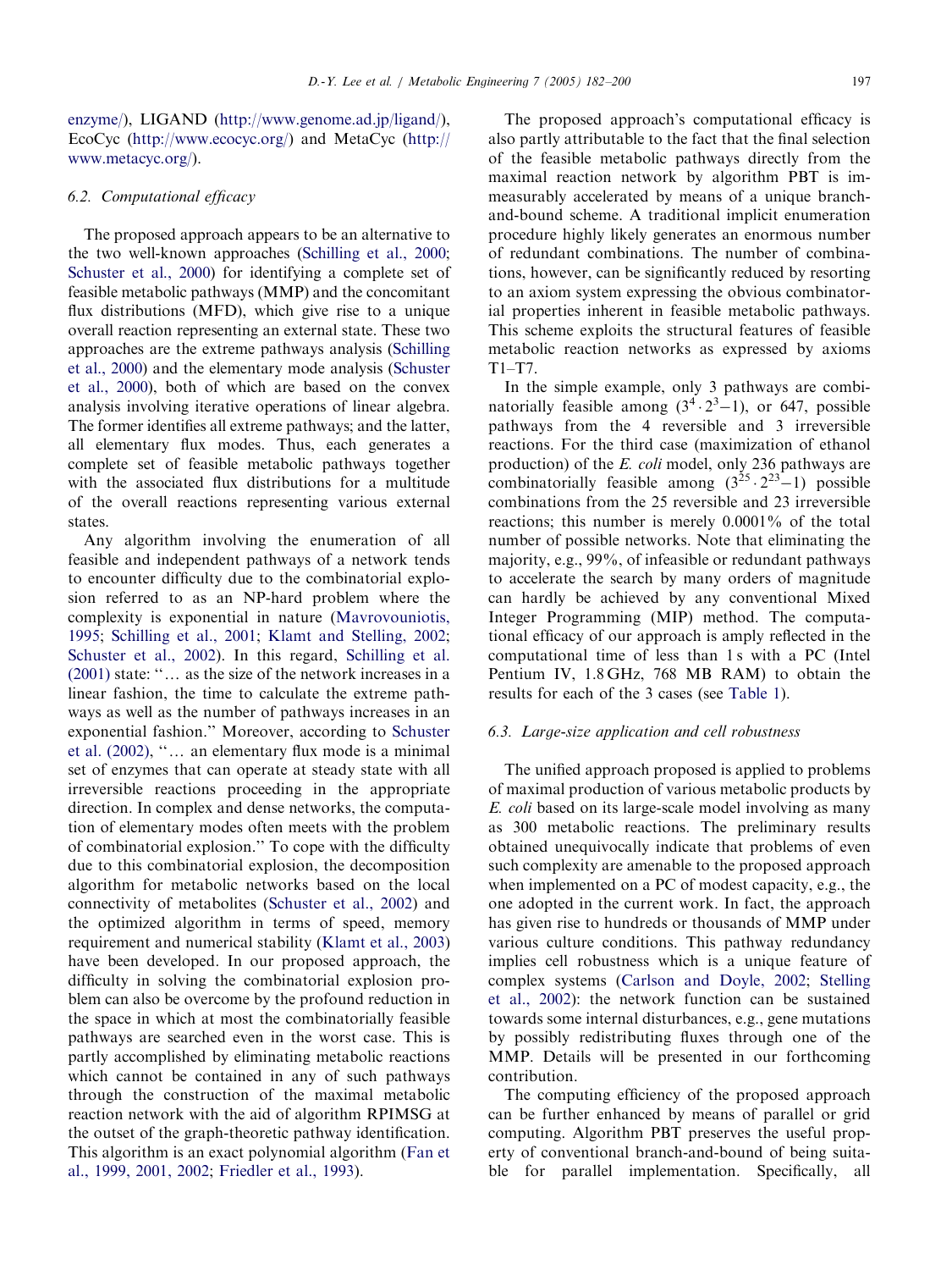enzyme/), LIGAND (http://www.genome.ad.jp/ligand/), EcoCyc (http://www.ecocyc.org/) and MetaCyc (http://www.metacyc.org/).

### 6.2. Computational efficacy

The proposed approach appears to be an alternative to the two well-known approaches (Schilling et al., 2000; Schuster et al., 2000) for identifying a complete set of feasible metabolic pathways (MMP) and the concomitant flux distributions (MFD), which give rise to a unique overall reaction representing an external state. These two approaches are the extreme pathways analysis (Schilling et al., 2000) and the elementary mode analysis (Schuster et al., 2000), both of which are based on the convex analysis involving iterative operations of linear algebra. The former identifies all extreme pathways; and the latter, all elementary flux modes. Thus, each generates a complete set of feasible metabolic pathways together with the associated flux distributions for a multitude of the overall reactions representing various external states.

Any algorithm involving the enumeration of all feasible and independent pathways of a network tends to encounter difficulty due to the combinatorial explosion referred to as an NP-hard problem where the complexity is exponential in nature (Mavrovouniotis, 1995; Schilling et al., 2001; Klamt and Stelling, 2002; Schuster et al., 2002). In this regard, Schilling et al. (2001) state: "… as the size of the network increases in a linear fashion, the time to calculate the extreme pathways as well as the number of pathways increases in an exponential fashion." Moreover, according to Schuster et al. (2002), "… an elementary flux mode is a minimal set of enzymes that can operate at steady state with all irreversible reactions proceeding in the appropriate direction. In complex and dense networks, the computation of elementary modes often meets with the problem of combinatorial explosion." To cope with the difficulty due to this combinatorial explosion, the decomposition algorithm for metabolic networks based on the local connectivity of metabolites (Schuster et al., 2002) and the optimized algorithm in terms of speed, memory requirement and numerical stability (Klamt et al., 2003) have been developed. In our proposed approach, the difficulty in solving the combinatorial explosion problem can also be overcome by the profound reduction in the space in which at most the combinatorially feasible pathways are searched even in the worst case. This is partly accomplished by eliminating metabolic reactions which cannot be contained in any of such pathways through the construction of the maximal metabolic reaction network with the aid of algorithm RPIMSG at the outset of the graph-theoretic pathway identification. This algorithm is an exact polynomial algorithm (Fan et al., 1999, 2001, 2002; Friedler et al., 1993).

The proposed approach's computational efficacy is also partly attributable to the fact that the final selection of the feasible metabolic pathways directly from the maximal reaction network by algorithm PBT is immeasurably accelerated by means of a unique branch-and-bound scheme. A traditional implicit enumeration procedure highly likely generates an enormous number of redundant combinations. The number of combinations, however, can be significantly reduced by resorting to an axiom system expressing the obvious combinatorial properties inherent in feasible metabolic pathways. This scheme exploits the structural features of feasible metabolic reaction networks as expressed by axioms T1–T7.

In the simple example, only 3 pathways are combinatorially feasible among $(3^4 \cdot 2^3 - 1)$, or 647, possible pathways from the 4 reversible and 3 irreversible reactions. For the third case (maximization of ethanol production) of the *E. coli* model, only 236 pathways are combinatorially feasible among $(3^{25} \cdot 2^{23} - 1)$ possible combinations from the 25 reversible and 23 irreversible reactions; this number is merely 0.0001% of the total number of possible networks. Note that eliminating the majority, e.g., 99%, of infeasible or redundant pathways to accelerate the search by many orders of magnitude can hardly be achieved by any conventional Mixed Integer Programming (MIP) method. The computational efficacy of our approach is amply reflected in the computational time of less than 1 s with a PC (Intel Pentium IV, 1.8 GHz, 768 MB RAM) to obtain the results for each of the 3 cases (see Table 1).

### 6.3. Large-size application and cell robustness

The unified approach proposed is applied to problems of maximal production of various metabolic products by *E. coli* based on its large-scale model involving as many as 300 metabolic reactions. The preliminary results obtained unequivocally indicate that problems of even such complexity are amenable to the proposed approach when implemented on a PC of modest capacity, e.g., the one adopted in the current work. In fact, the approach has given rise to hundreds or thousands of MMP under various culture conditions. This pathway redundancy implies cell robustness which is a unique feature of complex systems (Carlson and Doyle, 2002; Stelling et al., 2002): the network function can be sustained towards some internal disturbances, e.g., gene mutations by possibly redistributing fluxes through one of the MMP. Details will be presented in our forthcoming contribution.

The computing efficiency of the proposed approach can be further enhanced by means of parallel or grid computing. Algorithm PBT preserves the useful property of conventional branch-and-bound of being suitable for parallel implementation. Specifically, all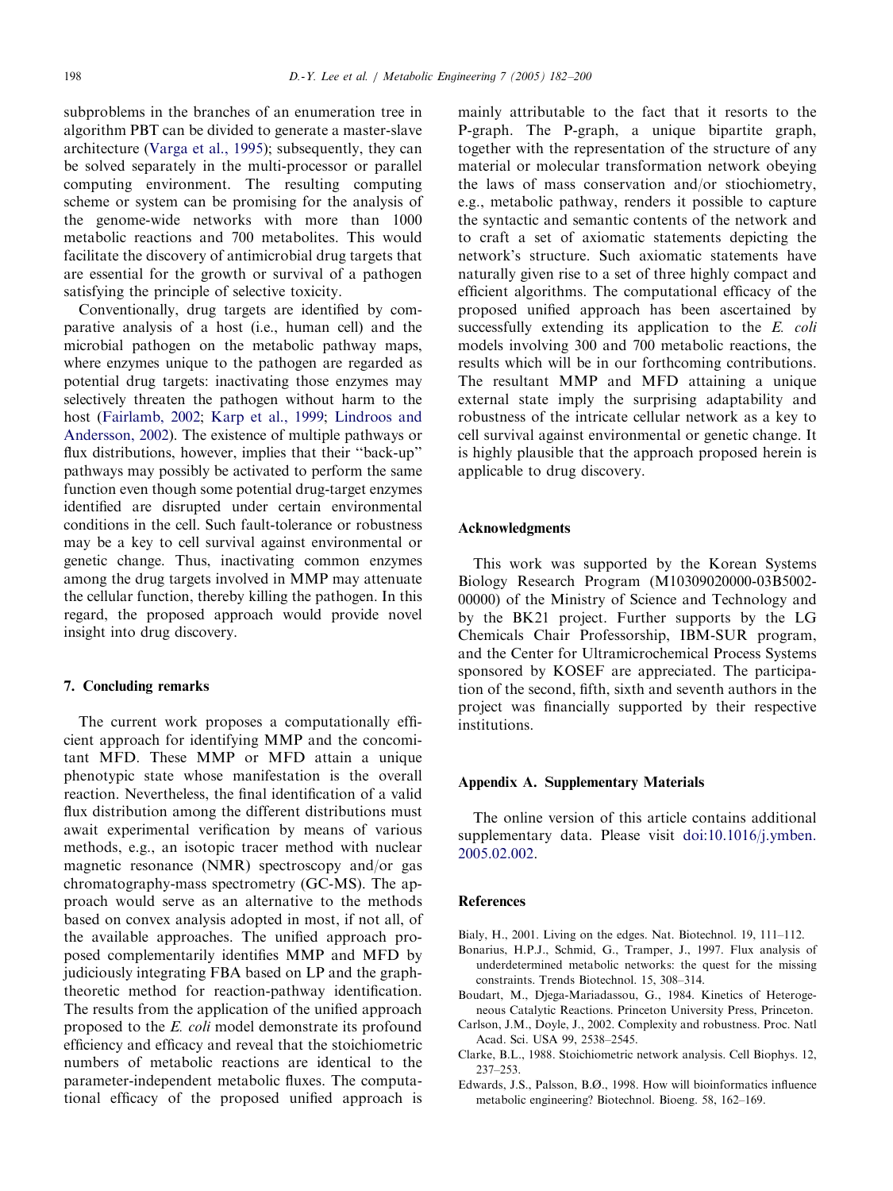subproblems in the branches of an enumeration tree in algorithm PBT can be divided to generate a master-slave architecture (Varga et al., 1995); subsequently, they can be solved separately in the multi-processor or parallel computing environment. The resulting computing scheme or system can be promising for the analysis of the genome-wide networks with more than 1000 metabolic reactions and 700 metabolites. This would facilitate the discovery of antimicrobial drug targets that are essential for the growth or survival of a pathogen satisfying the principle of selective toxicity.

Conventionally, drug targets are identified by comparative analysis of a host (i.e., human cell) and the microbial pathogen on the metabolic pathway maps, where enzymes unique to the pathogen are regarded as potential drug targets: inactivating those enzymes may selectively threaten the pathogen without harm to the host (Fairlamb, 2002; Karp et al., 1999; Lindroos and Andersson, 2002). The existence of multiple pathways or flux distributions, however, implies that their "back-up" pathways may possibly be activated to perform the same function even though some potential drug-target enzymes identified are disrupted under certain environmental conditions in the cell. Such fault-tolerance or robustness may be a key to cell survival against environmental or genetic change. Thus, inactivating common enzymes among the drug targets involved in MMP may attenuate the cellular function, thereby killing the pathogen. In this regard, the proposed approach would provide novel insight into drug discovery.

## 7. Concluding remarks

The current work proposes a computationally efficient approach for identifying MMP and the concomitant MFD. These MMP or MFD attain a unique phenotypic state whose manifestation is the overall reaction. Nevertheless, the final identification of a valid flux distribution among the different distributions must await experimental verification by means of various methods, e.g., an isotopic tracer method with nuclear magnetic resonance (NMR) spectroscopy and/or gas chromatography-mass spectrometry (GC-MS). The approach would serve as an alternative to the methods based on convex analysis adopted in most, if not all, of the available approaches. The unified approach proposed complementarily identifies MMP and MFD by judiciously integrating FBA based on LP and the graph-theoretic method for reaction-pathway identification. The results from the application of the unified approach proposed to the *E. coli* model demonstrate its profound efficiency and efficacy and reveal that the stoichiometric numbers of metabolic reactions are identical to the parameter-independent metabolic fluxes. The computational efficacy of the proposed unified approach is mainly attributable to the fact that it resorts to the P-graph. The P-graph, a unique bipartite graph, together with the representation of the structure of any material or molecular transformation network obeying the laws of mass conservation and/or stoichiometry, e.g., metabolic pathway, renders it possible to capture the syntactic and semantic contents of the network and to craft a set of axiomatic statements depicting the network's structure. Such axiomatic statements have naturally given rise to a set of three highly compact and efficient algorithms. The computational efficacy of the proposed unified approach has been ascertained by successfully extending its application to the *E. coli* models involving 300 and 700 metabolic reactions, the results which will be in our forthcoming contributions. The resultant MMP and MFD attaining a unique external state imply the surprising adaptability and robustness of the intricate cellular network as a key to cell survival against environmental or genetic change. It is highly plausible that the approach proposed herein is applicable to drug discovery.

## Acknowledgments

This work was supported by the Korean Systems Biology Research Program (M10309020000-03B5002-00000) of the Ministry of Science and Technology and by the BK21 project. Further supports by the LG Chemicals Chair Professorship, IBM-SUR program, and the Center for Ultramicrochemical Process Systems sponsored by KOSEF are appreciated. The participation of the second, fifth, sixth and seventh authors in the project was financially supported by their respective institutions.

## Appendix A. Supplementary Materials

The online version of this article contains additional supplementary data. Please visit doi:10.1016/j.ymben.2005.02.002.

## References

Bialy, H., 2001. Living on the edges. Nat. Biotechnol. 19, 111–112.

Bonarius, H.P.J., Schmid, G., Tramper, J., 1997. Flux analysis of underdetermined metabolic networks: the quest for the missing constraints. Trends Biotechnol. 15, 308–314.

Boudart, M., Djega-Mariadassou, G., 1984. Kinetics of Heterogeneous Catalytic Reactions. Princeton University Press, Princeton.

Carlson, J.M., Doyle, J., 2002. Complexity and robustness. Proc. Natl Acad. Sci. USA 99, 2538–2545.

Clarke, B.L., 1988. Stoichiometric network analysis. Cell Biophys. 12, 237–253.

Edwards, J.S., Palsson, B.Ø., 1998. How will bioinformatics influence metabolic engineering? Biotechnol. Bioeng. 58, 162–169.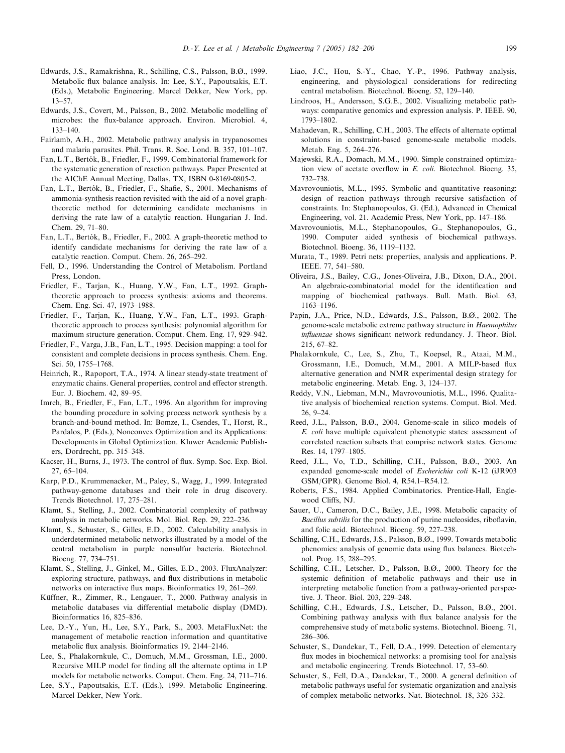Edwards, J.S., Ramakrishna, R., Schilling, C.S., Palsson, B.Ø., 1999. Metabolic flux balance analysis. In: Lee, S.Y., Papoutsakis, E.T. (Eds.), Metabolic Engineering. Marcel Dekker, New York, pp. 13–57.

Edwards, J.S., Covert, M., Palsson, B., 2002. Metabolic modelling of microbes: the flux-balance approach. Environ. Microbiol. 4, 133–140.

Fairlamb, A.H., 2002. Metabolic pathway analysis in trypanosomes and malaria parasites. Phil. Trans. R. Soc. Lond. B. 357, 101–107.

Fan, L.T., Bertók, B., Friedler, F., 1999. Combinatorial framework for the systematic generation of reaction pathways. Paper Presented at the AIChE Annual Meeting, Dallas, TX, ISBN 0-8169-0805-2.

Fan, L.T., Bertók, B., Friedler, F., Shafie, S., 2001. Mechanisms of ammonia-synthesis reaction revisited with the aid of a novel graph-theoretic method for determining candidate mechanisms in deriving the rate law of a catalytic reaction. Hungarian J. Ind. Chem. 29, 71–80.

Fan, L.T., Bertók, B., Friedler, F., 2002. A graph-theoretic method to identify candidate mechanisms for deriving the rate law of a catalytic reaction. Comput. Chem. 26, 265–292.

Fell, D., 1996. Understanding the Control of Metabolism. Portland Press, London.

Friedler, F., Tarjan, K., Huang, Y.W., Fan, L.T., 1992. Graph-theoretic approach to process synthesis: axioms and theorems. Chem. Eng. Sci. 47, 1973–1988.

Friedler, F., Tarjan, K., Huang, Y.W., Fan, L.T., 1993. Graph-theoretic approach to process synthesis: polynomial algorithm for maximum structure generation. Comput. Chem. Eng. 17, 929–942.

Friedler, F., Varga, J.B., Fan, L.T., 1995. Decision mapping: a tool for consistent and complete decisions in process synthesis. Chem. Eng. Sci. 50, 1755–1768.

Heinrich, R., Rapoport, T.A., 1974. A linear steady-state treatment of enzymatic chains. General properties, control and effector strength. Eur. J. Biochem. 42, 89–95.

Imreh, B., Friedler, F., Fan, L.T., 1996. An algorithm for improving the bounding procedure in solving process network synthesis by a branch-and-bound method. In: Bomze, I., Csendes, T., Horst, R., Pardalos, P. (Eds.), Nonconvex Optimization and its Applications: Developments in Global Optimization. Kluwer Academic Publishers, Dordrecht, pp. 315–348.

Kacser, H., Burns, J., 1973. The control of flux. Symp. Soc. Exp. Biol. 27, 65–104.

Karp, P.D., Krummenacker, M., Paley, S., Wagg, J., 1999. Integrated pathway-genome databases and their role in drug discovery. Trends Biotechnol. 17, 275–281.

Klamt, S., Stelling, J., 2002. Combinatorial complexity of pathway analysis in metabolic networks. Mol. Biol. Rep. 29, 222–236.

Klamt, S., Schuster, S., Gilles, E.D., 2002. Calculability analysis in underdetermined metabolic networks illustrated by a model of the central metabolism in purple nonsulfur bacteria. Biotechnol. Bioeng. 77, 734–751.

Klamt, S., Stelling, J., Ginkel, M., Gilles, E.D., 2003. FluxAnalyzer: exploring structure, pathways, and flux distributions in metabolic networks on interactive flux maps. Bioinformatics 19, 261–269.

Küffner, R., Zimmer, R., Lengauer, T., 2000. Pathway analysis in metabolic databases via differential metabolic display (DMD). Bioinformatics 16, 825–836.

Lee, D.-Y., Yun, H., Lee, S.Y., Park, S., 2003. MetaFluxNet: the management of metabolic reaction information and quantitative metabolic flux analysis. Bioinformatics 19, 2144–2146.

Lee, S., Phalakornkule, C., Domuch, M.M., Grossman, I.E., 2000. Recursive MILP model for finding all the alternate optima in LP models for metabolic networks. Comput. Chem. Eng. 24, 711–716.

Lee, S.Y., Papoutsakis, E.T. (Eds.), 1999. Metabolic Engineering. Marcel Dekker, New York.

Liao, J.C., Hou, S.-Y., Chao, Y.-P., 1996. Pathway analysis, engineering, and physiological considerations for redirecting central metabolism. Biotechnol. Bioeng. 52, 129–140.

Lindroos, H., Andersson, S.G.E., 2002. Visualizing metabolic pathways: comparative genomics and expression analysis. P. IEEE. 90, 1793–1802.

Mahadevan, R., Schilling, C.H., 2003. The effects of alternate optimal solutions in constraint-based genome-scale metabolic models. Metab. Eng. 5, 264–276.

Majewski, R.A., Domach, M.M., 1990. Simple constrained optimization view of acetate overflow in *E. coli*. Biotechnol. Bioeng. 35, 732–738.

Mavrovouniotis, M.L., 1995. Symbolic and quantitative reasoning: design of reaction pathways through recursive satisfaction of constraints. In: Stephanopoulos, G. (Ed.), Advanced in Chemical Engineering, vol. 21. Academic Press, New York, pp. 147–186.

Mavrovouniotis, M.L., Stephanopoulos, G., Stephanopoulos, G., 1990. Computer aided synthesis of biochemical pathways. Biotechnol. Bioeng. 36, 1119–1132.

Murata, T., 1989. Petri nets: properties, analysis and applications. P. IEEE. 77, 541–580.

Oliveira, J.S., Bailey, C.G., Jones-Oliveira, J.B., Dixon, D.A., 2001. An algebraic-combinatorial model for the identification and mapping of biochemical pathways. Bull. Math. Biol. 63, 1163–1196.

Papin, J.A., Price, N.D., Edwards, J.S., Palsson, B.Ø., 2002. The genome-scale metabolic extreme pathway structure in *Haemophilus influenzae* shows significant network redundancy. J. Theor. Biol. 215, 67–82.

Phalakornkule, C., Lee, S., Zhu, T., Koepsel, R., Ataai, M.M., Grossmann, I.E., Domuch, M.M., 2001. A MILP-based flux alternative generation and NMR experimental design strategy for metabolic engineering. Metab. Eng. 3, 124–137.

Reddy, V.N., Liebman, M.N., Mavrovouniotis, M.L., 1996. Qualitative analysis of biochemical reaction systems. Comput. Biol. Med. 26, 9–24.

Reed, J.L., Palsson, B.Ø., 2004. Genome-scale in silico models of *E. coli* have multiple equivalent phenotypic states: assessment of correlated reaction subsets that comprise network states. Genome Res. 14, 1797–1805.

Reed, J.L., Vo, T.D., Schilling, C.H., Palsson, B.Ø., 2003. An expanded genome-scale model of *Escherichia coli* K-12 (iJR903 GSM/GPR). Genome Biol. 4, R54.1–R54.12.

Roberts, F.S., 1984. Applied Combinatorics. Prentice-Hall, Englewood Cliffs, NJ.

Sauer, U., Cameron, D.C., Bailey, J.E., 1998. Metabolic capacity of *Bacillus subtilis* for the production of purine nucleosides, riboflavin, and folic acid. Biotechnol. Bioeng. 59, 227–238.

Schilling, C.H., Edwards, J.S., Palsson, B.Ø., 1999. Towards metabolic phenomics: analysis of genomic data using flux balances. Biotechnol. Prog. 15, 288–295.

Schilling, C.H., Letscher, D., Palsson, B.Ø., 2000. Theory for the systemic definition of metabolic pathways and their use in interpreting metabolic function from a pathway-oriented perspective. J. Theor. Biol. 203, 229–248.

Schilling, C.H., Edwards, J.S., Letscher, D., Palsson, B.Ø., 2001. Combining pathway analysis with flux balance analysis for the comprehensive study of metabolic systems. Biotechnol. Bioeng. 71, 286–306.

Schuster, S., Dandekar, T., Fell, D.A., 1999. Detection of elementary flux modes in biochemical networks: a promising tool for analysis and metabolic engineering. Trends Biotechnol. 17, 53–60.

Schuster, S., Fell, D.A., Dandekar, T., 2000. A general definition of metabolic pathways useful for systematic organization and analysis of complex metabolic networks. Nat. Biotechnol. 18, 326–332.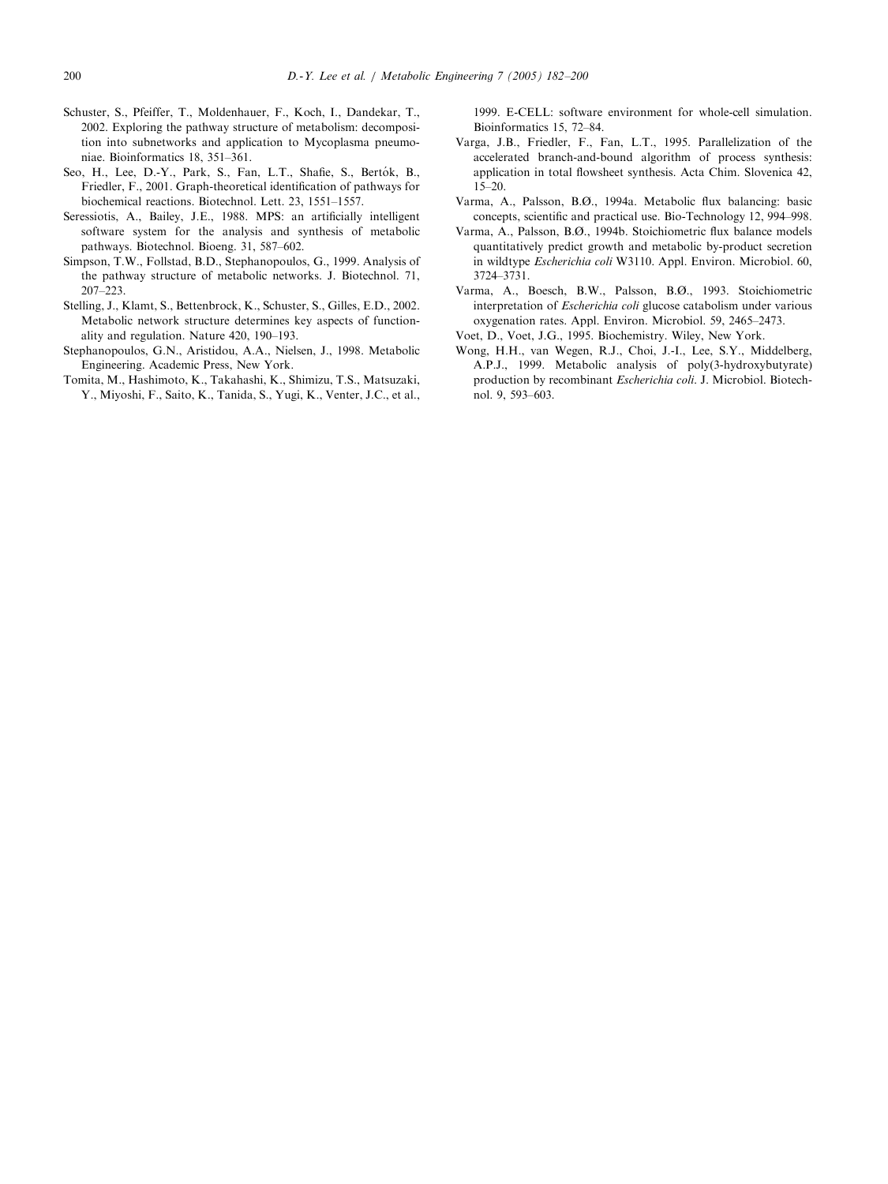Schuster, S., Pfeiffer, T., Moldenhauer, F., Koch, I., Dandekar, T., 2002. Exploring the pathway structure of metabolism: decomposition into subnetworks and application to Mycoplasma pneumoniae. Bioinformatics 18, 351–361.

Seo, H., Lee, D.-Y., Park, S., Fan, L.T., Shafie, S., Bertók, B., Friedler, F., 2001. Graph-theoretical identification of pathways for biochemical reactions. Biotechnol. Lett. 23, 1551–1557.

Seressiotis, A., Bailey, J.E., 1988. MPS: an artificially intelligent software system for the analysis and synthesis of metabolic pathways. Biotechnol. Bioeng. 31, 587–602.

Simpson, T.W., Follstad, B.D., Stephanopoulos, G., 1999. Analysis of the pathway structure of metabolic networks. J. Biotechnol. 71, 207–223.

Stelling, J., Klamt, S., Bettenbrock, K., Schuster, S., Gilles, E.D., 2002. Metabolic network structure determines key aspects of functionality and regulation. Nature 420, 190–193.

Stephanopoulos, G.N., Aristidou, A.A., Nielsen, J., 1998. Metabolic Engineering. Academic Press, New York.

Tomita, M., Hashimoto, K., Takahashi, K., Shimizu, T.S., Matsuzaki, Y., Miyoshi, F., Saito, K., Tanida, S., Yugi, K., Venter, J.C., et al., 1999. E-CELL: software environment for whole-cell simulation. Bioinformatics 15, 72–84.

Varga, J.B., Friedler, F., Fan, L.T., 1995. Parallelization of the accelerated branch-and-bound algorithm of process synthesis: application in total flowsheet synthesis. Acta Chim. Slovenica 42, 15–20.

Varma, A., Palsson, B.Ø., 1994a. Metabolic flux balancing: basic concepts, scientific and practical use. Bio-Technology 12, 994–998.

Varma, A., Palsson, B.Ø., 1994b. Stoichiometric flux balance models quantitatively predict growth and metabolic by-product secretion in wildtype *Escherichia coli* W3110. Appl. Environ. Microbiol. 60, 3724–3731.

Varma, A., Boesch, B.W., Palsson, B.Ø., 1993. Stoichiometric interpretation of *Escherichia coli* glucose catabolism under various oxygenation rates. Appl. Environ. Microbiol. 59, 2465–2473.

Voet, D., Voet, J.G., 1995. Biochemistry. Wiley, New York.

Wong, H.H., van Wegen, R.J., Choi, J.-I., Lee, S.Y., Middelberg, A.P.J., 1999. Metabolic analysis of poly(3-hydroxybutyrate) production by recombinant *Escherichia coli*. J. Microbiol. Biotechnol. 9, 593–603.